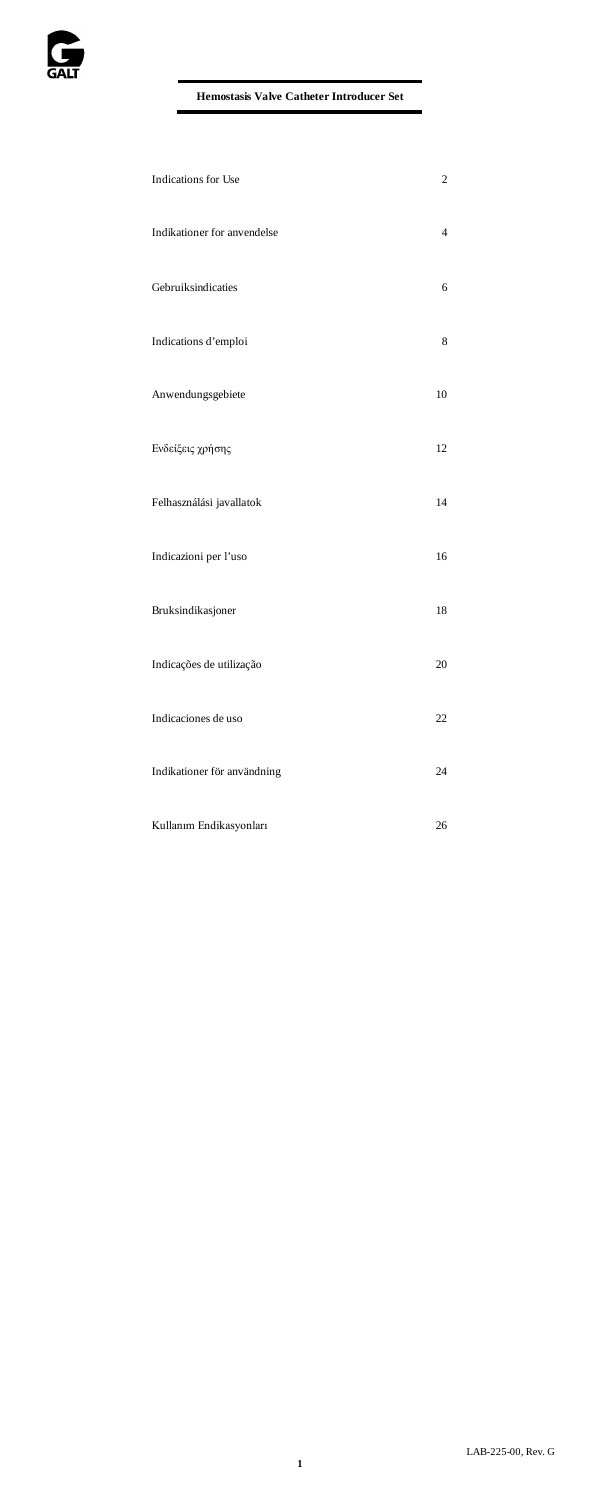GALT

# Hemostasis Valve Catheter Introducer Set

| | |
|---|---|
| Indications for Use | 2 |
| Indikationer for anvendelse | 4 |
| Gebruiksindicaties | 6 |
| Indications d'emploi | 8 |
| Anwendungsgebiete | 10 |
| Ενδείξεις χρήσης | 12 |
| Felhasználási javallatok | 14 |
| Indicazioni per l'uso | 16 |
| Bruksindikasjoner | 18 |
| Indicações de utilização | 20 |
| Indicaciones de uso | 22 |
| Indikationer för användning | 24 |
| Kullanım Endikasyonları | 26 |

LAB-225-00, Rev. G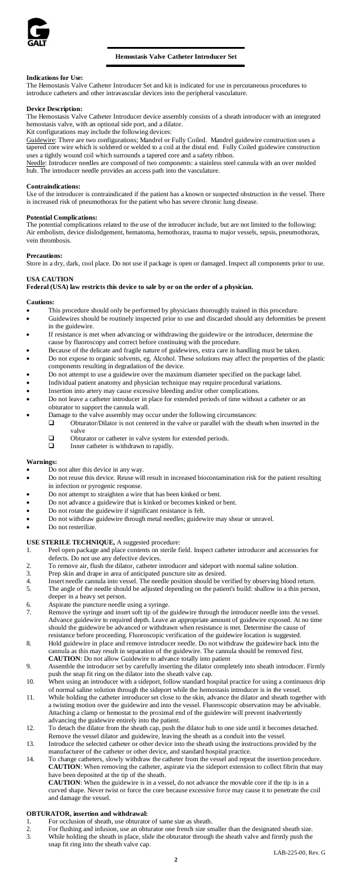## Hemostasis Valve Catheter Introducer Set

**Indications for Use:**
The Hemostasis Valve Catheter Introducer Set and kit is indicated for use in percutaneous procedures to introduce catheters and other intravascular devices into the peripheral vasculature.

**Device Description:**
The Hemostasis Valve Catheter Introducer device assembly consists of a sheath introducer with an integrated hemostasis valve, with an optional side port, and a dilator.
Kit configurations may include the following devices:
Guidewire: There are two configurations; Mandrel or Fully Coiled. Mandrel guidewire construction uses a tapered core wire which is soldered or welded to a coil at the distal end. Fully Coiled guidewire construction uses a tightly wound coil which surrounds a tapered core and a safety ribbon.
Needle: Introducer needles are composed of two components: a stainless steel cannula with an over molded hub. The introducer needle provides an access path into the vasculature.

**Contraindications:**
Use of the introducer is contraindicated if the patient has a known or suspected obstruction in the vessel. There is increased risk of pneumothorax for the patient who has severe chronic lung disease.

**Potential Complications:**
The potential complications related to the use of the introducer include, but are not limited to the following: Air embolism, device dislodgement, hematoma, hemothorax, trauma to major vessels, sepsis, pneumothorax, vein thrombosis.

**Precautions:**
Store in a dry, dark, cool place. Do not use if package is open or damaged. Inspect all components prior to use.

**USA CAUTION**
**Federal (USA) law restricts this device to sale by or on the order of a physician.**

**Cautions:**
- This procedure should only be performed by physicians thoroughly trained in this procedure.
- Guidewires should be routinely inspected prior to use and discarded should any deformities be present in the guidewire.
- If resistance is met when advancing or withdrawing the guidewire or the introducer, determine the cause by fluoroscopy and correct before continuing with the procedure.
- Because of the delicate and fragile nature of guidewires, extra care in handling must be taken.
- Do not expose to organic solvents, eg. Alcohol. These solutions may affect the properties of the plastic components resulting in degradation of the device.
- Do not attempt to use a guidewire over the maximum diameter specified on the package label.
- Individual patient anatomy and physician technique may require procedural variations.
- Insertion into artery may cause excessive bleeding and/or other complications.
- Do not leave a catheter introducer in place for extended periods of time without a catheter or an obturator to support the cannula wall.
- Damage to the valve assembly may occur under the following circumstances:
  - Obturator/Dilator is not centered in the valve or parallel with the sheath when inserted in the valve
  - Obturator or catheter in valve system for extended periods.
  - Inner catheter is withdrawn to rapidly.

**Warnings:**
- Do not alter this device in any way.
- Do not reuse this device. Reuse will result in increased biocontamination risk for the patient resulting in infection or pyrogenic response.
- Do not attempt to straighten a wire that has been kinked or bent.
- Do not advance a guidewire that is kinked or becomes kinked or bent.
- Do not rotate the guidewire if significant resistance is felt.
- Do not withdraw guidewire through metal needles; guidewire may shear or unravel.
- Do not resterilize.

**USE STERILE TECHNIQUE,** A suggested procedure:
1. Peel open package and place contents on sterile field. Inspect catheter introducer and accessories for defects. Do not use any defective devices.
2. To remove air, flush the dilator, catheter introducer and sideport with normal saline solution.
3. Prep skin and drape in area of anticipated puncture site as desired.
4. Insert needle cannula into vessel. The needle position should be verified by observing blood return.
5. The angle of the needle should be adjusted depending on the patient's build: shallow in a thin person, deeper in a heavy set person.
6. Aspirate the puncture needle using a syringe.
7. Remove the syringe and insert soft tip of the guidewire through the introducer needle into the vessel. Advance guidewire to required depth. Leave an appropriate amount of guidewire exposed. At no time should the guidewire be advanced or withdrawn when resistance is met. Determine the cause of resistance before proceeding. Fluoroscopic verification of the guidewire location is suggested.
8. Hold guidewire in place and remove introducer needle. Do not withdraw the guidewire back into the cannula as this may result in separation of the guidewire. The cannula should be removed first.
   **CAUTION**: Do not allow Guidewire to advance totally into patient
9. Assemble the introducer set by carefully inserting the dilator completely into sheath introducer. Firmly push the snap fit ring on the dilator into the sheath valve cap.
10. When using an introducer with a sideport, follow standard hospital practice for using a continuous drip of normal saline solution through the sideport while the hemostasis introducer is in the vessel.
11. While holding the catheter introducer set close to the skin, advance the dilator and sheath together with a twisting motion over the guidewire and into the vessel. Fluoroscopic observation may be advisable. Attaching a clamp or hemostat to the proximal end of the guidewire will prevent inadvertently advancing the guidewire entirely into the patient.
12. To detach the dilator from the sheath cap, push the dilator hub to one side until it becomes detached. Remove the vessel dilator and guidewire, leaving the sheath as a conduit into the vessel.
13. Introduce the selected catheter or other device into the sheath using the instructions provided by the manufacturer of the catheter or other device, and standard hospital practice.
14. To change catheters, slowly withdraw the catheter from the vessel and repeat the insertion procedure.
    **CAUTION**: When removing the catheter, aspirate via the sideport extension to collect fibrin that may have been deposited at the tip of the sheath.
    **CAUTION**: When the guidewire is in a vessel, do not advance the movable core if the tip is in a curved shape. Never twist or force the core because excessive force may cause it to penetrate the coil and damage the vessel.

**OBTURATOR, insertion and withdrawal:**
1. For occlusion of sheath, use obturator of same size as sheath.
2. For flushing and infusion, use an obturator one french size smaller than the designated sheath size.
3. While holding the sheath in place, slide the obturator through the sheath valve and firmly push the snap fit ring into the sheath valve cap.

LAB-225-00, Rev. G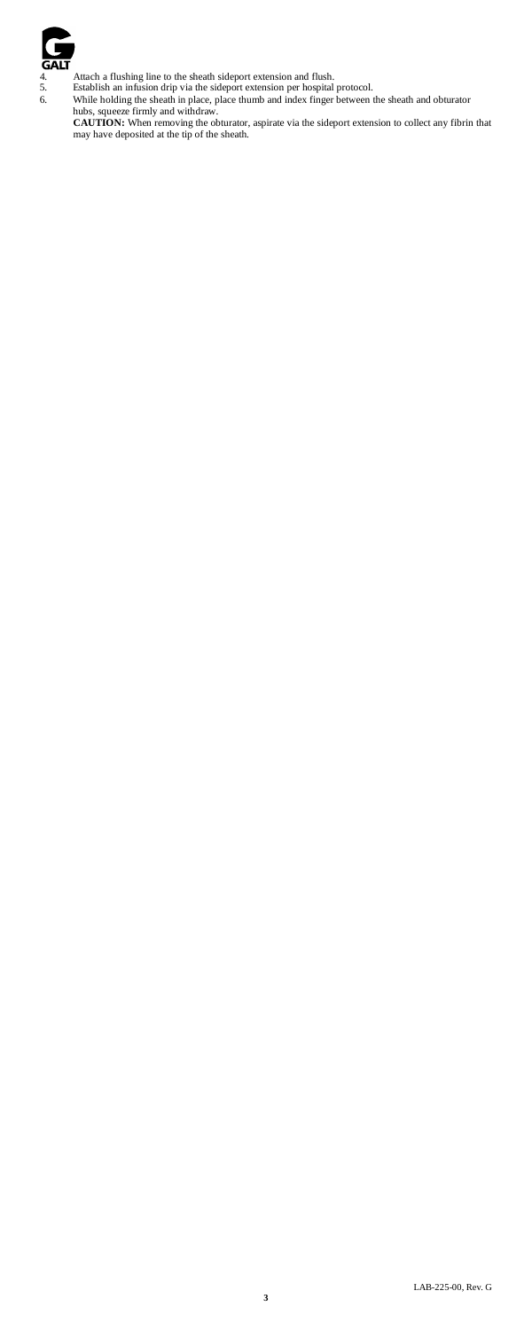4. Attach a flushing line to the sheath sideport extension and flush.
5. Establish an infusion drip via the sideport extension per hospital protocol.
6. While holding the sheath in place, place thumb and index finger between the sheath and obturator hubs, squeeze firmly and withdraw.

   **CAUTION:** When removing the obturator, aspirate via the sideport extension to collect any fibrin that may have deposited at the tip of the sheath.

LAB-225-00, Rev. G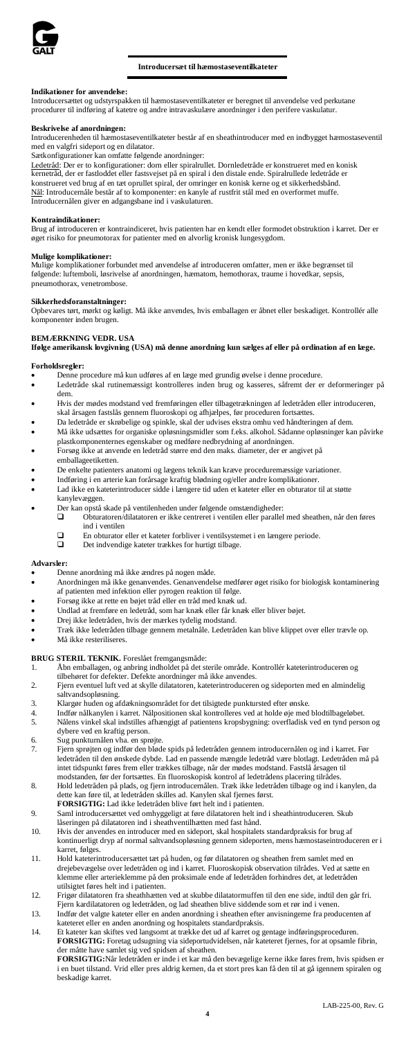## Introducersæt til hæmostaseventilkateter

**Indikationer for anvendelse:**
Introducersættet og udstyrspakken til hæmostaseventilkateter er beregnet til anvendelse ved perkutane procedurer til indføring af katetre og andre intravaskulære anordninger i den perifere vaskulatur.

**Beskrivelse af anordningen:**
Introducerenheden til hæmostaseventilkateter består af en sheathintroducer med en indbygget hæmostaseventil med en valgfri sideport og en dilatator.
Sætkonfigurationer kan omfatte følgende anordninger:
Ledetråd: Der er to konfigurationer: dorn eller spiralrullet. Dornledetråde er konstrueret med en konisk kernetråd, der er fastloddet eller fastsvejset på en spiral i den distale ende. Spiralrullede ledetråde er konstrueret ved brug af en tæt oprullet spiral, der omringer en konisk kerne og et sikkerhedsbånd.
Nål: Introducernåle består af to komponenter: en kanyle af rustfrit stål med en overformet muffe. Introducernålen giver en adgangsbane ind i vaskulaturen.

**Kontraindikationer:**
Brug af introduceren er kontraindiceret, hvis patienten har en kendt eller formodet obstruktion i karret. Der er øget risiko for pneumotorax for patienter med en alvorlig kronisk lungesygdom.

**Mulige komplikationer:**
Mulige komplikationer forbundet med anvendelse af introduceren omfatter, men er ikke begrænset til følgende: luftemboli, løsrivelse af anordningen, hæmatom, hemothorax, traume i hovedkar, sepsis, pneumothorax, venetrombose.

**Sikkerhedsforanstaltninger:**
Opbevares tørt, mørkt og køligt. Må ikke anvendes, hvis emballagen er åbnet eller beskadiget. Kontrollér alle komponenter inden brugen.

**BEMÆRKNING VEDR. USA**
**Ifølge amerikansk lovgivning (USA) må denne anordning kun sælges af eller på ordination af en læge.**

**Forholdsregler:**
- Denne procedure må kun udføres af en læge med grundig øvelse i denne procedure.
- Ledetråde skal rutinemæssigt kontrolleres inden brug og kasseres, såfremt der er deformeringer på dem.
- Hvis der mødes modstand ved fremføringen eller tilbagetrækningen af ledetråden eller introduceren, skal årsagen fastslås gennem fluoroskopi og afhjælpes, før proceduren fortsættes.
- Da ledetråde er skrøbelige og spinkle, skal der udvises ekstra omhu ved håndteringen af dem.
- Må ikke udsættes for organiske opløsningsmidler som f.eks. alkohol. Sådanne opløsninger kan påvirke plastkomponenternes egenskaber og medføre nedbrydning af anordningen.
- Forsøg ikke at anvende en ledetråd større end den maks. diameter, der er angivet på emballageetiketten.
- De enkelte patienters anatomi og lægens teknik kan kræve proceduremæssige variationer.
- Indføring i en arterie kan forårsage kraftig blødning og/eller andre komplikationer.
- Lad ikke en kateterintroducer sidde i længere tid uden et kateter eller en obturator til at støtte kanylevæggen.
- Der kan opstå skade på ventilenheden under følgende omstændigheder:
  - Obturatoren/dilatatoren er ikke centreret i ventilen eller parallel med sheathen, når den føres ind i ventilen
  - En obturator eller et kateter forbliver i ventilsystemet i en længere periode.
  - Det indvendige kateter trækkes for hurtigt tilbage.

**Advarsler:**
- Denne anordning må ikke ændres på nogen måde.
- Anordningen må ikke genanvendes. Genanvendelse medfører øget risiko for biologisk kontaminering af patienten med infektion eller pyrogen reaktion til følge.
- Forsøg ikke at rette en bøjet tråd eller en tråd med knæk ud.
- Undlad at fremføre en ledetråd, som har knæk eller får knæk eller bliver bøjet.
- Drej ikke ledetråden, hvis der mærkes tydelig modstand.
- Træk ikke ledetråden tilbage gennem metalnåle. Ledetråden kan blive klippet over eller trævle op.
- Må ikke resteriliseres.

**BRUG STERIL TEKNIK.** Foreslået fremgangsmåde:
1. Åbn emballagen, og anbring indholdet på det sterile område. Kontrollér kateterintroduceren og tilbehøret for defekter. Defekte anordninger må ikke anvendes.
2. Fjern eventuel luft ved at skylle dilatatoren, kateterintroduceren og sideporten med en almindelig saltvandsopløsning.
3. Klargør huden og afdækningsområdet for det tilsigtede punkturssted efter ønske.
4. Indfør nålkanylen i karret. Nålpositionen skal kontrolleres ved at holde øje med blodtilbageløbet.
5. Nålens vinkel skal indstilles afhængigt af patientens kropsbygning: overfladisk ved en tynd person og dybere ved en kraftig person.
6. Sug punkturnålen vha. en sprøjte.
7. Fjern sprøjten og indfør den bløde spids på ledetråden gennem introducernålen og ind i karret. Før ledetråden til den ønskede dybde. Lad en passende mængde ledetråd være blotlagt. Ledetråden må på intet tidspunkt føres frem eller trækkes tilbage, når der mødes modstand. Fastslå årsagen til modstanden, før der fortsættes. En fluoroskopisk kontrol af ledetrådens placering tilrådes.
8. Hold ledetråden på plads, og fjern introducernålen. Træk ikke ledetråden tilbage og ind i kanylen, da dette kan føre til, at ledetråden skilles ad. Kanylen skal fjernes først.
   **FORSIGTIG:** Lad ikke ledetråden blive ført helt ind i patienten.
9. Saml introducersættet ved omhyggeligt at føre dilatatoren helt ind i sheathintroduceren. Skub låseringen på dilatatoren ind i sheathventilhætten med fast hånd.
10. Hvis der anvendes en introducer med en sideport, skal hospitalets standardpraksis for brug af kontinuerligt dryp af normal saltvandsopløsning gennem sideporten, mens hæmostaseintroduceren er i karret, følges.
11. Hold kateterintroducersættet tæt på huden, og før dilatatoren og sheathen frem samlet med en drejebevægelse over ledetråden og ind i karret. Fluoroskopisk observation tilrådes. Ved at sætte en klemme eller arterieklemme på den proksimale ende af ledetråden forhindres det, at ledetråden utilsigtet føres helt ind i patienten.
12. Frigør dilatatoren fra sheathhætten ved at skubbe dilatatormuffen til den ene side, indtil den går fri. Fjern kardilatatoren og ledetråden, og lad sheathen blive siddende som et rør ind i venen.
13. Indfør det valgte kateter eller en anden anordning i sheathen efter anvisningerne fra producenten af kateteret eller en anden anordning og hospitalets standardpraksis.
14. Et kateter kan skiftes ved langsomt at trække det ud af karret og gentage indføringsproceduren.
    **FORSIGTIG:** Foretag udsugning via sideportudvidelsen, når kateteret fjernes, for at opsamle fibrin, der måtte have samlet sig ved spidsen af sheathen.
    **FORSIGTIG:** Når ledetråden er inde i et kar må den bevægelige kerne ikke føres frem, hvis spidsen er i en buet tilstand. Vrid eller pres aldrig kernen, da et stort pres kan få den til at gå igennem spiralen og beskadige karret.

LAB-225-00, Rev. G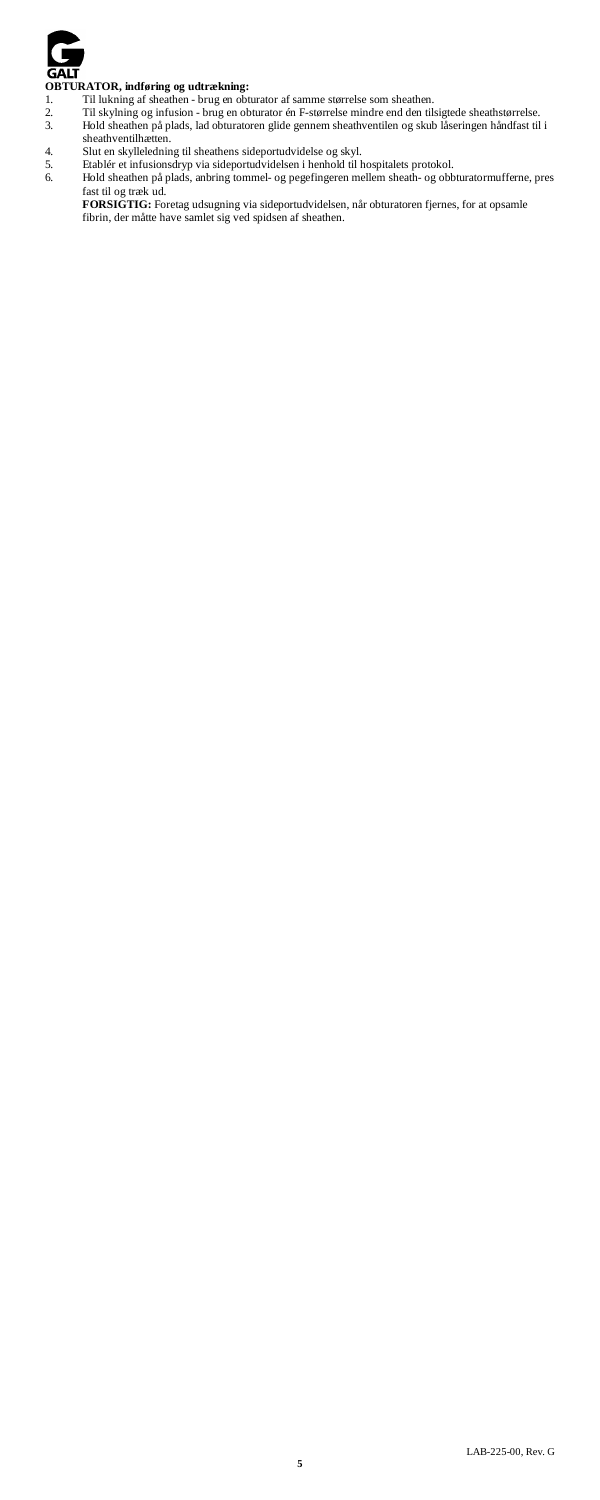**OBTURATOR, indføring og udtrækning:**

1. Til lukning af sheathen - brug en obturator af samme størrelse som sheathen.
2. Til skylning og infusion - brug en obturator én F-størrelse mindre end den tilsigtede sheathstørrelse.
3. Hold sheathen på plads, lad obturatoren glide gennem sheathventilen og skub låseringen håndfast til i sheathventilhætten.
4. Slut en skylleledning til sheathens sideportudvidelse og skyl.
5. Etablér et infusionsdryp via sideportudvidelsen i henhold til hospitalets protokol.
6. Hold sheathen på plads, anbring tommel- og pegefingeren mellem sheath- og obbturatormufferne, pres fast til og træk ud.

   **FORSIGTIG:** Foretag udsugning via sideportudvidelsen, når obturatoren fjernes, for at opsamle fibrin, der måtte have samlet sig ved spidsen af sheathen.

LAB-225-00, Rev. G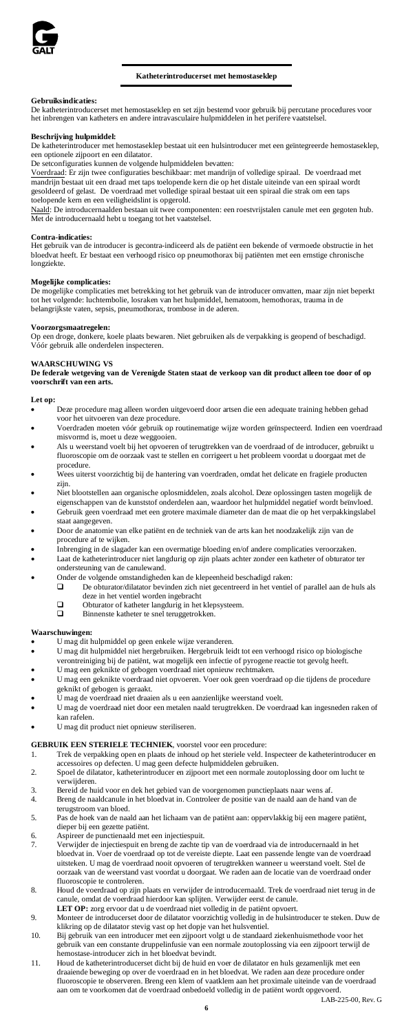## Katheterintroducerset met hemostaseklep

**Gebruiksindicaties:**
De katheterintroducerset met hemostaseklep en set zijn bestemd voor gebruik bij percutane procedures voor het inbrengen van katheters en andere intravasculaire hulpmiddelen in het perifere vaatstelsel.

**Beschrijving hulpmiddel:**
De katheterintroducer met hemostaseklep bestaat uit een hulsintroducer met een geïntegreerde hemostaseklep, een optionele zijpoort en een dilatator.
De setconfiguraties kunnen de volgende hulpmiddelen bevatten:
Voerdraad: Er zijn twee configuraties beschikbaar: met mandrijn of volledige spiraal. De voerdraad met mandrijn bestaat uit een draad met taps toelopende kern die op het distale uiteinde van een spiraal wordt gesoldeerd of gelast. De voerdraad met volledige spiraal bestaat uit een spiraal die strak om een taps toelopende kern en een veiligheidslint is opgerold.
Naald: De introducernaalden bestaan uit twee componenten: een roestvrijstalen canule met een gegoten hub. Met de introducernaald hebt u toegang tot het vaatstelsel.

**Contra-indicaties:**
Het gebruik van de introducer is gecontra-indiceerd als de patiënt een bekende of vermoede obstructie in het bloedvat heeft. Er bestaat een verhoogd risico op pneumothorax bij patiënten met een ernstige chronische longziekte.

**Mogelijke complicaties:**
De mogelijke complicaties met betrekking tot het gebruik van de introducer omvatten, maar zijn niet beperkt tot het volgende: luchtembolie, losraken van het hulpmiddel, hematoom, hemothorax, trauma in de belangrijkste vaten, sepsis, pneumothorax, trombose in de aderen.

**Voorzorgsmaatregelen:**
Op een droge, donkere, koele plaats bewaren. Niet gebruiken als de verpakking is geopend of beschadigd. Vóór gebruik alle onderdelen inspecteren.

**WAARSCHUWING VS**
**De federale wetgeving van de Verenigde Staten staat de verkoop van dit product alleen toe door of op voorschrift van een arts.**

**Let op:**
- Deze procedure mag alleen worden uitgevoerd door artsen die een adequate training hebben gehad voor het uitvoeren van deze procedure.
- Voerdraden moeten vóór gebruik op routinematige wijze worden geïnspecteerd. Indien een voerdraad misvormd is, moet u deze weggooien.
- Als u weerstand voelt bij het opvoeren of terugtrekken van de voerdraad of de introducer, gebruikt u fluoroscopie om de oorzaak vast te stellen en corrigeert u het probleem voordat u doorgaat met de procedure.
- Wees uiterst voorzichtig bij de hantering van voerdraden, omdat het delicate en fragiele producten zijn.
- Niet blootstellen aan organische oplosmiddelen, zoals alcohol. Deze oplossingen tasten mogelijk de eigenschappen van de kunststof onderdelen aan, waardoor het hulpmiddel negatief wordt beïnvloed.
- Gebruik geen voerdraad met een grotere maximale diameter dan de maat die op het verpakkingslabel staat aangegeven.
- Door de anatomie van elke patiënt en de techniek van de arts kan het noodzakelijk zijn van de procedure af te wijken.
- Inbrenging in de slagader kan een overmatige bloeding en/of andere complicaties veroorzaken.
- Laat de katheterintroducer niet langdurig op zijn plaats achter zonder een katheter of obturator ter ondersteuning van de canulewand.
- Onder de volgende omstandigheden kan de klepeenheid beschadigd raken:
  - De obturator/dilatator bevinden zich niet gecentreerd in het ventiel of parallel aan de huls als deze in het ventiel worden ingebracht
  - Obturator of katheter langdurig in het klepsysteem.
  - Binnenste katheter te snel teruggetrokken.

**Waarschuwingen:**
- U mag dit hulpmiddel op geen enkele wijze veranderen.
- U mag dit hulpmiddel niet hergebruiken. Hergebruik leidt tot een verhoogd risico op biologische verontreiniging bij de patiënt, wat mogelijk een infectie of pyrogene reactie tot gevolg heeft.
- U mag een geknikte of gebogen voerdraad niet opnieuw rechtmaken.
- U mag een geknikte voerdraad niet opvoeren. Voer ook geen voerdraad op die tijdens de procedure geknikt of gebogen is geraakt.
- U mag de voerdraad niet draaien als u een aanzienlijke weerstand voelt.
- U mag de voerdraad niet door een metalen naald terugtrekken. De voerdraad kan ingesneden raken of kan rafelen.
- U mag dit product niet opnieuw steriliseren.

**GEBRUIK EEN STERIELE TECHNIEK**, voorstel voor een procedure:
1. Trek de verpakking open en plaats de inhoud op het steriele veld. Inspecteer de katheterintroducer en accessoires op defecten. U mag geen defecte hulpmiddelen gebruiken.
2. Spoel de dilatator, katheterintroducer en zijpoort met een normale zoutoplossing door om lucht te verwijderen.
3. Bereid de huid voor en dek het gebied van de voorgenomen punctieplaats naar wens af.
4. Breng de naaldcanule in het bloedvat in. Controleer de positie van de naald aan de hand van de terugstroom van bloed.
5. Pas de hoek van de naald aan het lichaam van de patiënt aan: oppervlakkig bij een magere patiënt, dieper bij een gezette patiënt.
6. Aspireer de punctienaald met een injectiespuit.
7. Verwijder de injectiespuit en breng de zachte tip van de voerdraad via de introducernaald in het bloedvat in. Voer de voerdraad op tot de vereiste diepte. Laat een passende lengte van de voerdraad uitsteken. U mag de voerdraad nooit opvoeren of terugtrekken wanneer u weerstand voelt. Stel de oorzaak van de weerstand vast voordat u doorgaat. We raden aan de locatie van de voerdraad onder fluoroscopie te controleren.
8. Houd de voerdraad op zijn plaats en verwijder de introducernaald. Trek de voerdraad niet terug in de canule, omdat de voerdraad hierdoor kan splijten. Verwijder eerst de canule.
   **LET OP:** zorg ervoor dat u de voerdraad niet volledig in de patiënt opvoert.
9. Monteer de introducerset door de dilatator voorzichtig volledig in de hulsintroducer te steken. Duw de klikring op de dilatator stevig vast op het dopje van het hulsventiel.
10. Bij gebruik van een introducer met een zijpoort volgt u de standaard ziekenhuismethode voor het gebruik van een constante druppelinfusie van een normale zoutoplossing via een zijpoort terwijl de hemostase-introducer zich in het bloedvat bevindt.
11. Houd de katheterintroducerset dicht bij de huid en voer de dilatator en huls gezamenlijk met een draaiende beweging op over de voerdraad en in het bloedvat. We raden aan deze procedure onder fluoroscopie te observeren. Breng een klem of vaatklem aan het proximale uiteinde van de voerdraad aan om te voorkomen dat de voerdraad onbedoeld volledig in de patiënt wordt opgevoerd.

LAB-225-00, Rev. G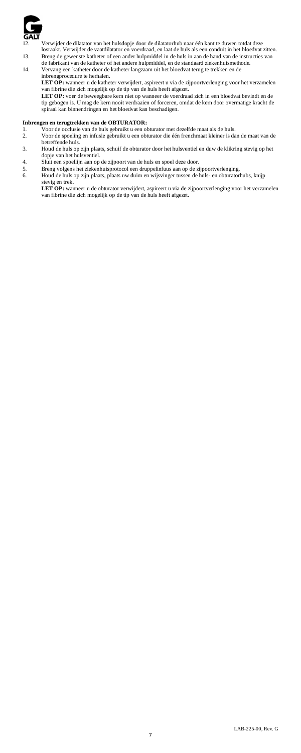12. Verwijder de dilatator van het hulsdopje door de dilatatorhub naar één kant te duwen totdat deze losraakt. Verwijder de vaatdilatator en voerdraad, en laat de huls als een conduit in het bloedvat zitten.
13. Breng de gewenste katheter of een ander hulpmiddel in de huls in aan de hand van de instructies van de fabrikant van de katheter of het andere hulpmiddel, en de standaard ziekenhuismethode.
14. Vervang een katheter door de katheter langzaam uit het bloedvat terug te trekken en de inbrengprocedure te herhalen.

    **LET OP:** wanneer u de katheter verwijdert, aspireert u via de zijpoortverlenging voor het verzamelen van fibrine die zich mogelijk op de tip van de huls heeft afgezet.

    **LET OP:** voer de beweegbare kern niet op wanneer de voerdraad zich in een bloedvat bevindt en de tip gebogen is. U mag de kern nooit verdraaien of forceren, omdat de kern door overmatige kracht de spiraal kan binnendringen en het bloedvat kan beschadigen.

**Inbrengen en terugtrekken van de OBTURATOR:**

1. Voor de occlusie van de huls gebruikt u een obturator met dezelfde maat als de huls.
2. Voor de spoeling en infusie gebruikt u een obturator die één frenchmaat kleiner is dan de maat van de betreffende huls.
3. Houd de huls op zijn plaats, schuif de obturator door het hulsventiel en duw de klikring stevig op het dopje van het hulsventiel.
4. Sluit een spoellijn aan op de zijpoort van de huls en spoel deze door.
5. Breng volgens het ziekenhuisprotocol een druppelinfuus aan op de zijpoortverlenging.
6. Houd de huls op zijn plaats, plaats uw duim en wijsvinger tussen de huls- en obturatorhubs, knijp stevig en trek.

    **LET OP:** wanneer u de obturator verwijdert, aspireert u via de zijpoortverlenging voor het verzamelen van fibrine die zich mogelijk op de tip van de huls heeft afgezet.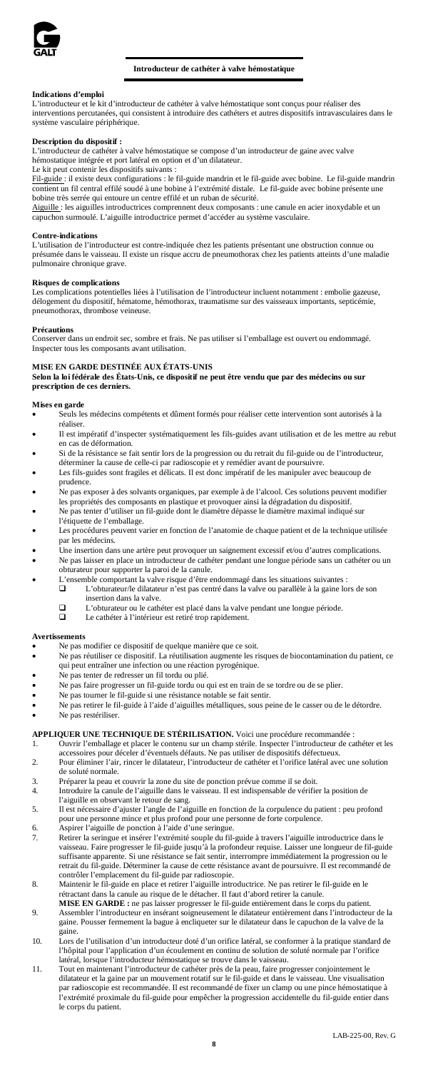## Introducteur de cathéter à valve hémostatique

**Indications d'emploi**

L'introducteur et le kit d'introducteur de cathéter à valve hémostatique sont conçus pour réaliser des interventions percutanées, qui consistent à introduire des cathéters et autres dispositifs intravasculaires dans le système vasculaire périphérique.

**Description du dispositif :**

L'introducteur de cathéter à valve hémostatique se compose d'un introducteur de gaine avec valve hémostatique intégrée et port latéral en option et d'un dilatateur.

Le kit peut contenir les dispositifs suivants :

Fil-guide : il existe deux configurations : le fil-guide mandrin et le fil-guide avec bobine. Le fil-guide mandrin contient un fil central effilé soudé à une bobine à l'extrémité distale. Le fil-guide avec bobine présente une bobine très serrée qui entoure un centre effilé et un ruban de sécurité.

Aiguille : les aiguilles introductrices comprennent deux composants : une canule en acier inoxydable et un capuchon surmoulé. L'aiguille introductrice permet d'accéder au système vasculaire.

**Contre-indications**

L'utilisation de l'introducteur est contre-indiquée chez les patients présentant une obstruction connue ou présumée dans le vaisseau. Il existe un risque accru de pneumothorax chez les patients atteints d'une maladie pulmonaire chronique grave.

**Risques de complications**

Les complications potentielles liées à l'utilisation de l'introducteur incluent notamment : embolie gazeuse, délogement du dispositif, hématome, hémothorax, traumatisme sur des vaisseaux importants, septicémie, pneumothorax, thrombose veineuse.

**Précautions**

Conserver dans un endroit sec, sombre et frais. Ne pas utiliser si l'emballage est ouvert ou endommagé. Inspecter tous les composants avant utilisation.

**MISE EN GARDE DESTINÉE AUX ÉTATS-UNIS**

**Selon la loi fédérale des États-Unis, ce dispositif ne peut être vendu que par des médecins ou sur prescription de ces derniers.**

**Mises en garde**

- Seuls les médecins compétents et dûment formés pour réaliser cette intervention sont autorisés à la réaliser.
- Il est impératif d'inspecter systématiquement les fils-guides avant utilisation et de les mettre au rebut en cas de déformation.
- Si de la résistance se fait sentir lors de la progression ou du retrait du fil-guide ou de l'introducteur, déterminer la cause de celle-ci par radioscopie et y remédier avant de poursuivre.
- Les fils-guides sont fragiles et délicats. Il est donc impératif de les manipuler avec beaucoup de prudence.
- Ne pas exposer à des solvants organiques, par exemple à de l'alcool. Ces solutions peuvent modifier les propriétés des composants en plastique et provoquer ainsi la dégradation du dispositif.
- Ne pas tenter d'utiliser un fil-guide dont le diamètre dépasse le diamètre maximal indiqué sur l'étiquette de l'emballage.
- Les procédures peuvent varier en fonction de l'anatomie de chaque patient et de la technique utilisée par les médecins.
- Une insertion dans une artère peut provoquer un saignement excessif et/ou d'autres complications.
- Ne pas laisser en place un introducteur de cathéter pendant une longue période sans un cathéter ou un obturateur pour supporter la paroi de la canule.
- L'ensemble comportant la valve risque d'être endommagé dans les situations suivantes :
  - L'obturateur/le dilatateur n'est pas centré dans la valve ou parallèle à la gaine lors de son insertion dans la valve.
  - L'obturateur ou le cathéter est placé dans la valve pendant une longue période.
  - Le cathéter à l'intérieur est retiré trop rapidement.

**Avertissements**

- Ne pas modifier ce dispositif de quelque manière que ce soit.
- Ne pas réutiliser ce dispositif. La réutilisation augmente les risques de biocontamination du patient, ce qui peut entraîner une infection ou une réaction pyrogénique.
- Ne pas tenter de redresser un fil tordu ou plié.
- Ne pas faire progresser un fil-guide tordu ou qui est en train de se tordre ou de se plier.
- Ne pas tourner le fil-guide si une résistance notable se fait sentir.
- Ne pas retirer le fil-guide à l'aide d'aiguilles métalliques, sous peine de le casser ou de le détordre.
- Ne pas restériliser.

**APPLIQUER UNE TECHNIQUE DE STÉRILISATION.** Voici une procédure recommandée :

1. Ouvrir l'emballage et placer le contenu sur un champ stérile. Inspecter l'introducteur de cathéter et les accessoires pour déceler d'éventuels défauts. Ne pas utiliser de dispositifs défectueux.
2. Pour éliminer l'air, rincer le dilatateur, l'introducteur de cathéter et l'orifice latéral avec une solution de soluté normale.
3. Préparer la peau et couvrir la zone du site de ponction prévue comme il se doit.
4. Introduire la canule de l'aiguille dans le vaisseau. Il est indispensable de vérifier la position de l'aiguille en observant le retour de sang.
5. Il est nécessaire d'ajuster l'angle de l'aiguille en fonction de la corpulence du patient : peu profond pour une personne mince et plus profond pour une personne de forte corpulence.
6. Aspirer l'aiguille de ponction à l'aide d'une seringue.
7. Retirer la seringue et insérer l'extrémité souple du fil-guide à travers l'aiguille introductrice dans le vaisseau. Faire progresser le fil-guide jusqu'à la profondeur requise. Laisser une longueur de fil-guide suffisante apparente. Si une résistance se fait sentir, interrompre immédiatement la progression ou le retrait du fil-guide. Déterminer la cause de cette résistance avant de poursuivre. Il est recommandé de contrôler l'emplacement du fil-guide par radioscopie.
8. Maintenir le fil-guide en place et retirer l'aiguille introductrice. Ne pas retirer le fil-guide en le rétractant dans la canule au risque de le détacher. Il faut d'abord retirer la canule.
   **MISE EN GARDE :** ne pas laisser progresser le fil-guide entièrement dans le corps du patient.
9. Assembler l'introducteur en insérant soigneusement le dilatateur entièrement dans l'introducteur de la gaine. Pousser fermement la bague à encliqueter sur le dilatateur dans le capuchon de la valve de la gaine.
10. Lors de l'utilisation d'un introducteur doté d'un orifice latéral, se conformer à la pratique standard de l'hôpital pour l'application d'un écoulement en continu de solution de soluté normale par l'orifice latéral, lorsque l'introducteur hémostatique se trouve dans le vaisseau.
11. Tout en maintenant l'introducteur de cathéter près de la peau, faire progresser conjointement le dilatateur et la gaine par un mouvement rotatif sur le fil-guide et dans le vaisseau. Une visualisation par radioscopie est recommandée. Il est recommandé de fixer un clamp ou une pince hémostatique à l'extrémité proximale du fil-guide pour empêcher la progression accidentelle du fil-guide entier dans le corps du patient.

LAB-225-00, Rev. G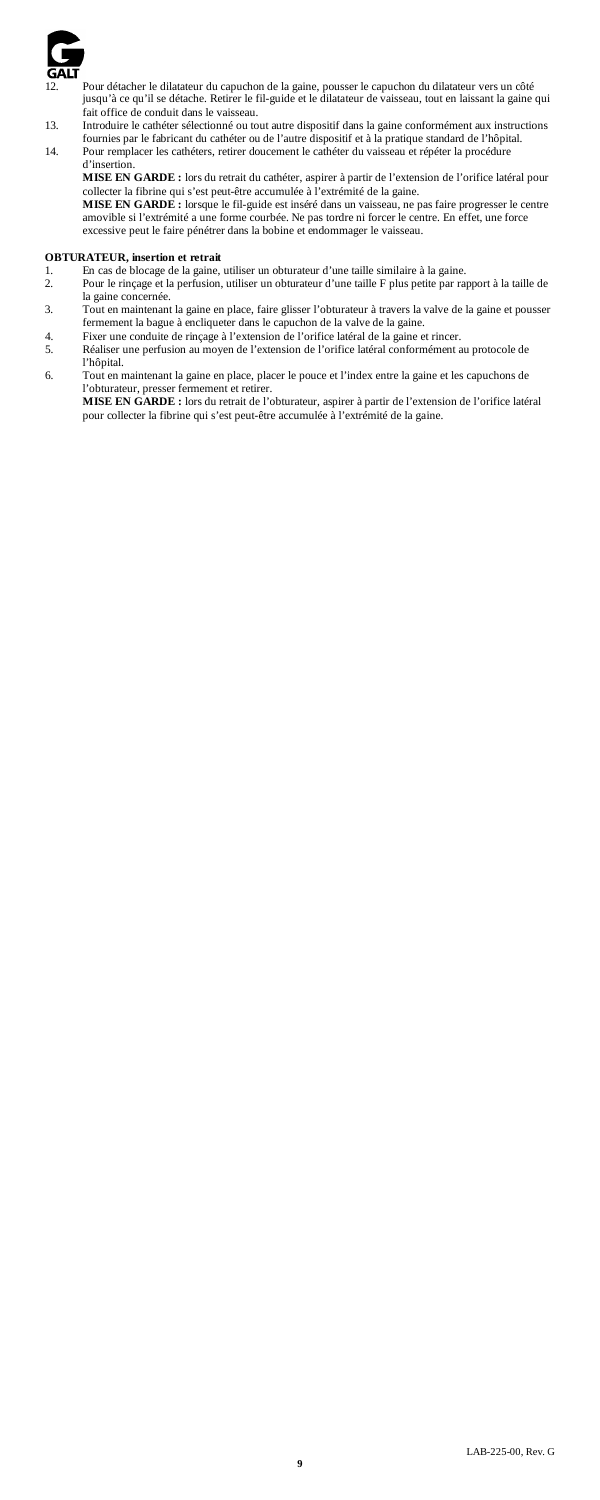12. Pour détacher le dilatateur du capuchon de la gaine, pousser le capuchon du dilatateur vers un côté jusqu'à ce qu'il se détache. Retirer le fil-guide et le dilatateur de vaisseau, tout en laissant la gaine qui fait office de conduit dans le vaisseau.
13. Introduire le cathéter sélectionné ou tout autre dispositif dans la gaine conformément aux instructions fournies par le fabricant du cathéter ou de l'autre dispositif et à la pratique standard de l'hôpital.
14. Pour remplacer les cathéters, retirer doucement le cathéter du vaisseau et répéter la procédure d'insertion.

    **MISE EN GARDE :** lors du retrait du cathéter, aspirer à partir de l'extension de l'orifice latéral pour collecter la fibrine qui s'est peut-être accumulée à l'extrémité de la gaine.

    **MISE EN GARDE :** lorsque le fil-guide est inséré dans un vaisseau, ne pas faire progresser le centre amovible si l'extrémité a une forme courbée. Ne pas tordre ni forcer le centre. En effet, une force excessive peut le faire pénétrer dans la bobine et endommager le vaisseau.

**OBTURATEUR, insertion et retrait**

1. En cas de blocage de la gaine, utiliser un obturateur d'une taille similaire à la gaine.
2. Pour le rinçage et la perfusion, utiliser un obturateur d'une taille F plus petite par rapport à la taille de la gaine concernée.
3. Tout en maintenant la gaine en place, faire glisser l'obturateur à travers la valve de la gaine et pousser fermement la bague à encliqueter dans le capuchon de la valve de la gaine.
4. Fixer une conduite de rinçage à l'extension de l'orifice latéral de la gaine et rincer.
5. Réaliser une perfusion au moyen de l'extension de l'orifice latéral conformément au protocole de l'hôpital.
6. Tout en maintenant la gaine en place, placer le pouce et l'index entre la gaine et les capuchons de l'obturateur, presser fermement et retirer.

    **MISE EN GARDE :** lors du retrait de l'obturateur, aspirer à partir de l'extension de l'orifice latéral pour collecter la fibrine qui s'est peut-être accumulée à l'extrémité de la gaine.

LAB-225-00, Rev. G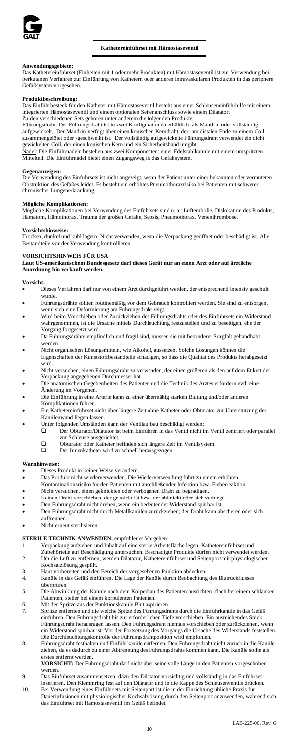# Kathetereinführset mit Hämostaseventil

**Anwendungsgebiete:**
Das Kathetereinführset (Einheiten mit 1 oder mehr Produkten) mit Hämostaseventil ist zur Verwendung bei perkutanen Verfahren zur Einführung von Kathetern oder anderen intravaskulären Produkten in das periphere Gefäßsystem vorgesehen.

**Produktbeschreibung:**
Das Einführbesteck für den Katheter mit Hämostaseventil besteht aus einer Schleuseneinführhilfe mit einem integrierten Hämostaseventil und einem optionalen Seitenanschluss sowie einem Dilatator.
Zu den verschiedenen Sets gehören unter anderem die folgenden Produkte:
Führungsdraht: Der Führungsdraht ist in zwei Konfigurationen erhältlich: als Mandrin oder vollständig aufgewickelt. Der Mandrin verfügt über einen konischen Kerndraht, der am distalen Ende zu einem Coil zusammengelötet oder -geschweißt ist. Der vollständig aufgewickelte Führungsdraht verwendet ein dicht gewickelten Coil, der einen konischen Kern und ein Sicherheitsband umgibt.
Nadel: Die Einführnadeln bestehen aus zwei Komponenten: einer Edelstahlkanüle mit einem umspritzten Mittelteil. Die Einführnadel bietet einen Zugangsweg in das Gefäßsystem.

**Gegenanzeigen:**
Die Verwendung des Einführsets ist nicht angezeigt, wenn der Patient unter einer bekannten oder vermuteten Obstruktion des Gefäßes leidet. Es besteht ein erhöhtes Pneumothoraxrisiko bei Patienten mit schwerer chronischer Lungenerkrankung.

**Mögliche Komplikationen:**
Mögliche Komplikationen bei Verwendung des Einführsets sind u. a.: Luftembolie, Dislokation des Produkts, Hämatom, Hämothorax, Trauma der großen Gefäße, Sepsis, Pneumothorax, Venenthrombose.

**Vorsichtshinweise:**
Trocken, dunkel und kühl lagern. Nicht verwenden, wenn die Verpackung geöffnet oder beschädigt ist. Alle Bestandteile vor der Verwendung kontrollieren.

**VORSICHTSHINWEIS FÜR USA**
**Laut US-amerikanischem Bundesgesetz darf dieses Gerät nur an einen Arzt oder auf ärztliche Anordnung hin verkauft werden.**

**Vorsicht:**
- Dieses Verfahren darf nur von einem Arzt durchgeführt werden, der entsprechend intensiv geschult wurde.
- Führungsdrähte sollten routinemäßig vor dem Gebrauch kontrolliert werden. Sie sind zu entsorgen, wenn sich eine Deformierung am Führungsdraht zeigt.
- Wird beim Vorschieben oder Zurückziehen des Führungsdrahts oder des Einführsets ein Widerstand wahrgenommen, ist die Ursache mittels Durchleuchtung festzustellen und zu beseitigen, ehe der Vorgang fortgesetzt wird.
- Da Führungsdrähte empfindlich und fragil sind, müssen sie mit besonderer Sorgfalt gehandhabt werden.
- Nicht organischen Lösungsmitteln, wie Alkohol, aussetzen. Solche Lösungen können die Eigenschaften der Kunststoffbestandteile schädigen, so dass die Qualität des Produkts herabgesetzt wird.
- Nicht versuchen, einen Führungsdraht zu verwenden, der einen größeren als den auf dem Etikett der Verpackung angegebenen Durchmesser hat.
- Die anatomischen Gegebenheiten des Patienten und die Technik des Arztes erfordern evtl. eine Änderung im Vorgehen.
- Die Einführung in eine Arterie kann zu einer übermäßig starken Blutung und/oder anderen Komplikationen führen.
- Ein Kathetereinführset nicht über längere Zeit ohne Katheter oder Obturator zur Unterstützung der Kanülenwand liegen lassen.
- Unter folgenden Umständen kann der Ventilaufbau beschädigt werden:
  - ❑ Der Obturator/Dilatator ist beim Einführen in das Ventil nicht im Ventil zentriert oder parallel zur Schleuse ausgerichtet.
  - ❑ Obturator oder Katheter befinden sich längere Zeit im Ventilsystem.
  - ❑ Der Innenkatheter wird zu schnell herausgezogen.

**Warnhinweise:**
- Dieses Produkt in keiner Weise verändern.
- Das Produkt nicht wiederverwenden. Die Wiederverwendung führt zu einem erhöhten Kontaminationsrisiko für den Patienten mit anschließender Infektion bzw. Fieberreaktion.
- Nicht versuchen, einen geknickten oder verbogenen Draht zu begradigen.
- Keinen Draht vorschieben, der geknickt ist bzw. der abknickt oder sich verbiegt.
- Den Führungsdraht nicht drehen, wenn ein bedeutender Widerstand spürbar ist.
- Den Führungsdraht nicht durch Metallkanülen zurückziehen; der Draht kann abscheren oder sich auftrennen.
- Nicht erneut sterilisieren.

**STERILE TECHNIK ANWENDEN,** empfohlenes Vorgehen:
1. Verpackung aufziehen und Inhalt auf eine sterile Arbeitsfläche legen. Kathetereinführset und Zubehörteile auf Beschädigung untersuchen. Beschädigte Produkte dürfen nicht verwendet werden.
2. Um die Luft zu entfernen, werden Dilatator, Kathetereinführset und Seitenport mit physiologischer Kochsalzlösung gespült.
3. Haut vorbereiten und den Bereich der vorgesehenen Punktion abdecken.
4. Kanüle in das Gefäß einführen. Die Lage der Kanüle durch Beobachtung des Blutrückflusses überprüfen.
5. Die Abwinklung der Kanüle nach dem Körperbau des Patienten ausrichten: flach bei einem schlanken Patienten, steiler bei einem korpulenten Patienten.
6. Mit der Spritze aus der Punktionskanüle Blut aspirieren.
7. Spritze entfernen und die weiche Spitze des Führungsdrahts durch die Einführkanüle in das Gefäß einführen. Den Führungsdraht bis zur erforderlichen Tiefe vorschieben. Ein ausreichendes Stück Führungsdraht herausragen lassen. Den Führungsdraht niemals vorschieben oder zurückziehen, wenn ein Widerstand spürbar ist. Vor der Fortsetzung des Vorgangs die Ursache des Widerstands feststellen. Die Durchleuchtungskontrolle der Führungsdrahtposition wird empfohlen.
8. Führungsdraht festhalten und Einführkanüle entfernen. Den Führungsdraht nicht zurück in die Kanüle ziehen, da es dadurch zu einer Abtrennung des Führungsdrahts kommen kann. Die Kanüle sollte als erstes entfernt werden.
   **VORSICHT:** Der Führungsdraht darf nicht über seine volle Länge in den Patienten vorgeschoben werden.
9. Das Einführset zusammensetzen, dazu den Dilatator vorsichtig und vollständig in das Einführset inserieren. Den Klemmring fest auf den Dilatator und in die Kappe des Schleusenventils drücken.
10. Bei Verwendung eines Einführsets mit Seitenport ist die in der Einrichtung übliche Praxis für Dauerinfusionen mit physiologischer Kochsalzlösung durch den Seitenport anzuwenden, während sich das Einführset mit Hämostaseventil im Gefäß befindet.

LAB-225-00, Rev. G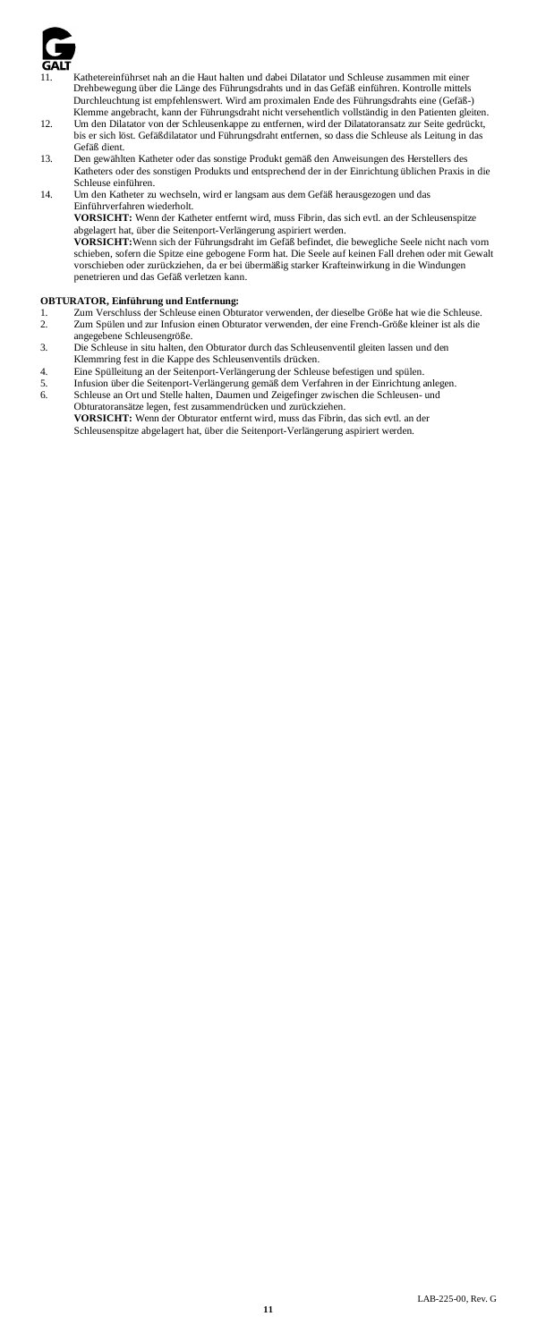11. Kathetereinführset nah an die Haut halten und dabei Dilatator und Schleuse zusammen mit einer Drehbewegung über die Länge des Führungsdrahts und in das Gefäß einführen. Kontrolle mittels Durchleuchtung ist empfehlenswert. Wird am proximalen Ende des Führungsdrahts eine (Gefäß-) Klemme angebracht, kann der Führungsdraht nicht versehentlich vollständig in den Patienten gleiten.
12. Um den Dilatator von der Schleusenkappe zu entfernen, wird der Dilatatoransatz zur Seite gedrückt, bis er sich löst. Gefäßdilatator und Führungsdraht entfernen, so dass die Schleuse als Leitung in das Gefäß dient.
13. Den gewählten Katheter oder das sonstige Produkt gemäß den Anweisungen des Herstellers des Katheters oder des sonstigen Produkts und entsprechend der in der Einrichtung üblichen Praxis in die Schleuse einführen.
14. Um den Katheter zu wechseln, wird er langsam aus dem Gefäß herausgezogen und das Einführverfahren wiederholt.
    **VORSICHT:** Wenn der Katheter entfernt wird, muss Fibrin, das sich evtl. an der Schleusenspitze abgelagert hat, über die Seitenport-Verlängerung aspiriert werden.
    **VORSICHT:** Wenn sich der Führungsdraht im Gefäß befindet, die bewegliche Seele nicht nach vorn schieben, sofern die Spitze eine gebogene Form hat. Die Seele auf keinen Fall drehen oder mit Gewalt vorschieben oder zurückziehen, da er bei übermäßig starker Krafteinwirkung in die Windungen penetrieren und das Gefäß verletzen kann.

**OBTURATOR, Einführung und Entfernung:**

1. Zum Verschluss der Schleuse einen Obturator verwenden, der dieselbe Größe hat wie die Schleuse.
2. Zum Spülen und zur Infusion einen Obturator verwenden, der eine French-Größe kleiner ist als die angegebene Schleusengröße.
3. Die Schleuse in situ halten, den Obturator durch das Schleusenventil gleiten lassen und den Klemmring fest in die Kappe des Schleusenventils drücken.
4. Eine Spülleitung an der Seitenport-Verlängerung der Schleuse befestigen und spülen.
5. Infusion über die Seitenport-Verlängerung gemäß dem Verfahren in der Einrichtung anlegen.
6. Schleuse an Ort und Stelle halten, Daumen und Zeigefinger zwischen die Schleusen- und Obturatoransätze legen, fest zusammendrücken und zurückziehen.
   **VORSICHT:** Wenn der Obturator entfernt wird, muss das Fibrin, das sich evtl. an der Schleusenspitze abgelagert hat, über die Seitenport-Verlängerung aspiriert werden.

LAB-225-00, Rev. G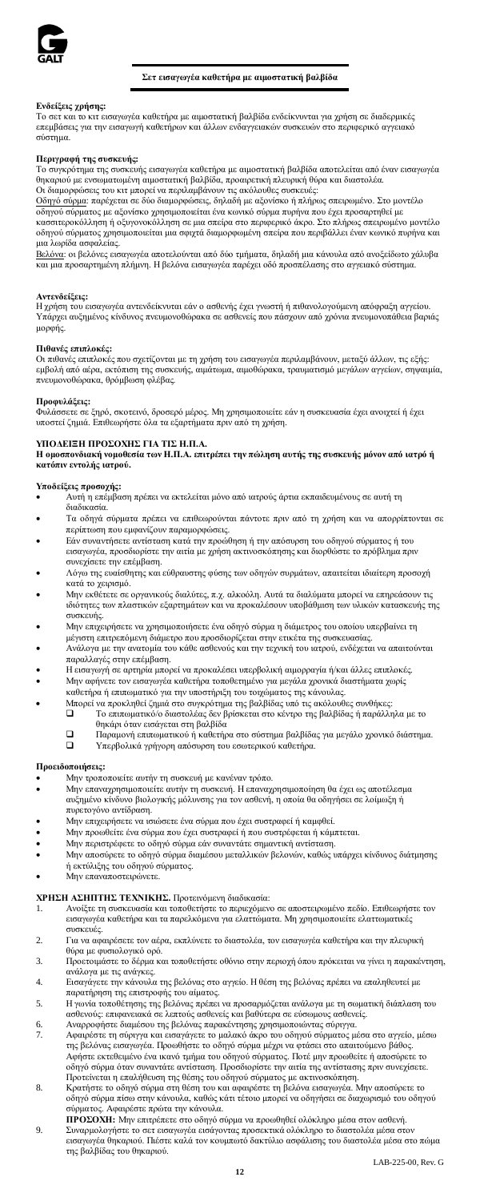**Σετ εισαγωγέα καθετήρα με αιμοστατική βαλβίδα**

**Ενδείξεις χρήσης:**
Το σετ και το κιτ εισαγωγέα καθετήρα με αιμοστατική βαλβίδα ενδείκνυνται για χρήση σε διαδερμικές επεμβάσεις για την εισαγωγή καθετήρων και άλλων ενδαγγειακών συσκευών στο περιφερικό αγγειακό σύστημα.

**Περιγραφή της συσκευής:**
Το συγκρότημα της συσκευής εισαγωγέα καθετήρα με αιμοστατική βαλβίδα αποτελείται από έναν εισαγωγέα θηκαριού με ενσωματωμένη αιμοστατική βαλβίδα, προαιρετική πλευρική θύρα και διαστολέα.
Οι διαμορφώσεις του κιτ μπορεί να περιλαμβάνουν τις ακόλουθες συσκευές:
Οδηγό σύρμα: παρέχεται σε δύο διαμορφώσεις, δηλαδή με αξονίσκο ή πλήρως σπειρωμένο. Στο μοντέλο οδηγού σύρματος με αξονίσκο χρησιμοποιείται ένα κωνικό σύρμα πυρήνα που έχει προσαρτηθεί με κασσιτεροκόλληση ή οξυγονοκόλληση σε μια σπείρα στο περιφερικό άκρο. Στο πλήρως σπειρωμένο μοντέλο οδηγού σύρματος χρησιμοποιείται μια σφιχτά διαμορφωμένη σπείρα που περιβάλλει έναν κωνικό πυρήνα και μια λωρίδα ασφαλείας.
Βελόνα: οι βελόνες εισαγωγέα αποτελούνται από δύο τμήματα, δηλαδή μια κάνουλα από ανοξείδωτο χάλυβα και μια προσαρτημένη πλήμνη. Η βελόνα εισαγωγέα παρέχει οδό προσπέλασης στο αγγειακό σύστημα.

**Αντενδείξεις:**
Η χρήση του εισαγωγέα αντενδείκνυται εάν ο ασθενής έχει γνωστή ή πιθανολογούμενη απόφραξη αγγείου. Υπάρχει αυξημένος κίνδυνος πνευμονοθώρακα σε ασθενείς που πάσχουν από χρόνια πνευμονοπάθεια βαριάς μορφής.

**Πιθανές επιπλοκές:**
Οι πιθανές επιπλοκές που σχετίζονται με τη χρήση του εισαγωγέα περιλαμβάνουν, μεταξύ άλλων, τις εξής: εμβολή από αέρα, εκτόπιση της συσκευής, αιμάτωμα, αιμοθώρακα, τραυματισμό μεγάλων αγγείων, σηψαιμία, πνευμονοθώρακα, θρόμβωση φλέβας.

**Προφυλάξεις:**
Φυλάσσετε σε ξηρό, σκοτεινό, δροσερό μέρος. Μη χρησιμοποιείτε εάν η συσκευασία έχει ανοιχτεί ή έχει υποστεί ζημιά. Επιθεωρήστε όλα τα εξαρτήματα πριν από τη χρήση.

**ΥΠΟΔΕΙΞΗ ΠΡΟΣΟΧΗΣ ΓΙΑ ΤΙΣ Η.Π.Α.**
**Η ομοσπονδιακή νομοθεσία των Η.Π.Α. επιτρέπει την πώληση αυτής της συσκευής μόνον από ιατρό ή κατόπιν εντολής ιατρού.**

**Υποδείξεις προσοχής:**
- Αυτή η επέμβαση πρέπει να εκτελείται μόνο από ιατρούς άρτια εκπαιδευμένους σε αυτή τη διαδικασία.
- Τα οδηγά σύρματα πρέπει να επιθεωρούνται πάντοτε πριν από τη χρήση και να απορρίπτονται σε περίπτωση που εμφανίζουν παραμορφώσεις.
- Εάν συναντήσετε αντίσταση κατά την προώθηση ή την απόσυρση του οδηγού σύρματος ή του εισαγωγέα, προσδιορίστε την αιτία με χρήση ακτινοσκόπησης και διορθώστε το πρόβλημα πριν συνεχίσετε την επέμβαση.
- Λόγω της ευαίσθητης και εύθραυστης φύσης των οδηγών συρμάτων, απαιτείται ιδιαίτερη προσοχή κατά το χειρισμό.
- Μην εκθέτετε σε οργανικούς διαλύτες, π.χ. αλκοόλη. Αυτά τα διαλύματα μπορεί να επηρεάσουν τις ιδιότητες των πλαστικών εξαρτημάτων και να προκαλέσουν υποβάθμιση των υλικών κατασκευής της συσκευής.
- Μην επιχειρήσετε να χρησιμοποιήσετε ένα οδηγό σύρμα η διάμετρος του οποίου υπερβαίνει τη μέγιστη επιτρεπόμενη διάμετρο που προσδιορίζεται στην ετικέτα της συσκευασίας.
- Ανάλογα με την ανατομία του κάθε ασθενούς και την τεχνική του ιατρού, ενδέχεται να απαιτούνται παραλλαγές στην επέμβαση.
- Η εισαγωγή σε αρτηρία μπορεί να προκαλέσει υπερβολική αιμορραγία ή/και άλλες επιπλοκές.
- Μην αφήνετε τον εισαγωγέα καθετήρα τοποθετημένο για μεγάλα χρονικά διαστήματα χωρίς καθετήρα ή επιπωματικό για την υποστήριξη του τοιχώματος της κάνουλας.
- Μπορεί να προκληθεί ζημιά στο συγκρότημα της βαλβίδας υπό τις ακόλουθες συνθήκες:
  - ❑ Το επιπωματικό/ο διαστολέας δεν βρίσκεται στο κέντρο της βαλβίδας ή παράλληλα με το θηκάρι όταν εισάγεται στη βαλβίδα
  - ❑ Παραμονή επιπωματικού ή καθετήρα στο σύστημα βαλβίδας για μεγάλο χρονικό διάστημα.
  - ❑ Υπερβολικά γρήγορη απόσυρση του εσωτερικού καθετήρα.

**Προειδοποιήσεις:**
- Μην τροποποιείτε αυτήν τη συσκευή με κανέναν τρόπο.
- Μην επαναχρησιμοποιείτε αυτήν τη συσκευή. Η επαναχρησιμοποίηση θα έχει ως αποτέλεσμα αυξημένο κίνδυνο βιολογικής μόλυνσης για τον ασθενή, η οποία θα οδηγήσει σε λοίμωξη ή πυρετογόνο αντίδραση.
- Μην επιχειρήσετε να ισιώσετε ένα σύρμα που έχει συστραφεί ή καμφθεί.
- Μην προωθείτε ένα σύρμα που έχει συστραφεί ή που συστρέφεται ή κάμπτεται.
- Μην περιστρέφετε το οδηγό σύρμα εάν συναντάτε σημαντική αντίσταση.
- Μην αποσύρετε το οδηγό σύρμα διαμέσου μεταλλικών βελονών, καθώς υπάρχει κίνδυνος διάτμησης ή εκτύλιξης του οδηγού σύρματος.
- Μην επαναποστειρώνετε.

**ΧΡΗΣΗ ΑΣΗΠΤΗΣ ΤΕΧΝΙΚΗΣ.** Προτεινόμενη διαδικασία:

1. Ανοίξτε τη συσκευασία και τοποθετήστε το περιεχόμενο σε αποστειρωμένο πεδίο. Επιθεωρήστε τον εισαγωγέα καθετήρα και τα παρελκόμενα για ελαττώματα. Μη χρησιμοποιείτε ελαττωματικές συσκευές.
2. Για να αφαιρέσετε τον αέρα, εκπλύνετε το διαστολέα, τον εισαγωγέα καθετήρα και την πλευρική θύρα με φυσιολογικό ορό.
3. Προετοιμάστε το δέρμα και τοποθετήστε οθόνιο στην περιοχή όπου πρόκειται να γίνει η παρακέντηση, ανάλογα με τις ανάγκες.
4. Εισαγάγετε την κάνουλα της βελόνας στο αγγείο. Η θέση της βελόνας πρέπει να επαληθευτεί με παρατήρηση της επιστροφής του αίματος.
5. Η γωνία τοποθέτησης της βελόνας πρέπει να προσαρμόζεται ανάλογα με τη σωματική διάπλαση του ασθενούς: επιφανειακά σε λεπτούς ασθενείς και βαθύτερα σε εύσωμους ασθενείς.
6. Αναρροφήστε διαμέσου της βελόνας παρακέντησης χρησιμοποιώντας σύριγγα.
7. Αφαιρέστε τη σύριγγα και εισαγάγετε το μαλακό άκρο του οδηγού σύρματος μέσα στο αγγείο, μέσω της βελόνας εισαγωγέα. Προωθήστε το οδηγό σύρμα μέχρι να φτάσει στο απαιτούμενο βάθος. Αφήστε εκτεθειμένο ένα ικανό τμήμα του οδηγού σύρματος. Ποτέ μην προωθείτε ή αποσύρετε το οδηγό σύρμα όταν συναντάτε αντίσταση. Προσδιορίστε την αιτία της αντίστασης πριν συνεχίσετε. Προτείνεται η επαλήθευση της θέσης του οδηγού σύρματος με ακτινοσκόπηση.
8. Κρατήστε το οδηγό σύρμα στη θέση του και αφαιρέστε τη βελόνα εισαγωγέα. Μην αποσύρετε το οδηγό σύρμα πίσω στην κάνουλα, καθώς κάτι τέτοιο μπορεί να οδηγήσει σε διαχωρισμό του οδηγού σύρματος. Αφαιρέστε πρώτα την κάνουλα.
   **ΠΡΟΣΟΧΗ:** Μην επιτρέπετε στο οδηγό σύρμα να προωθηθεί ολόκληρο μέσα στον ασθενή.
9. Συναρμολογήστε το σετ εισαγωγέα εισάγοντας προσεκτικά ολόκληρο το διαστολέα μέσα στον εισαγωγέα θηκαριού. Πιέστε καλά τον κουμπωτό δακτύλιο ασφάλισης του διαστολέα μέσα στο πώμα της βαλβίδας του θηκαριού.

LAB-225-00, Rev. G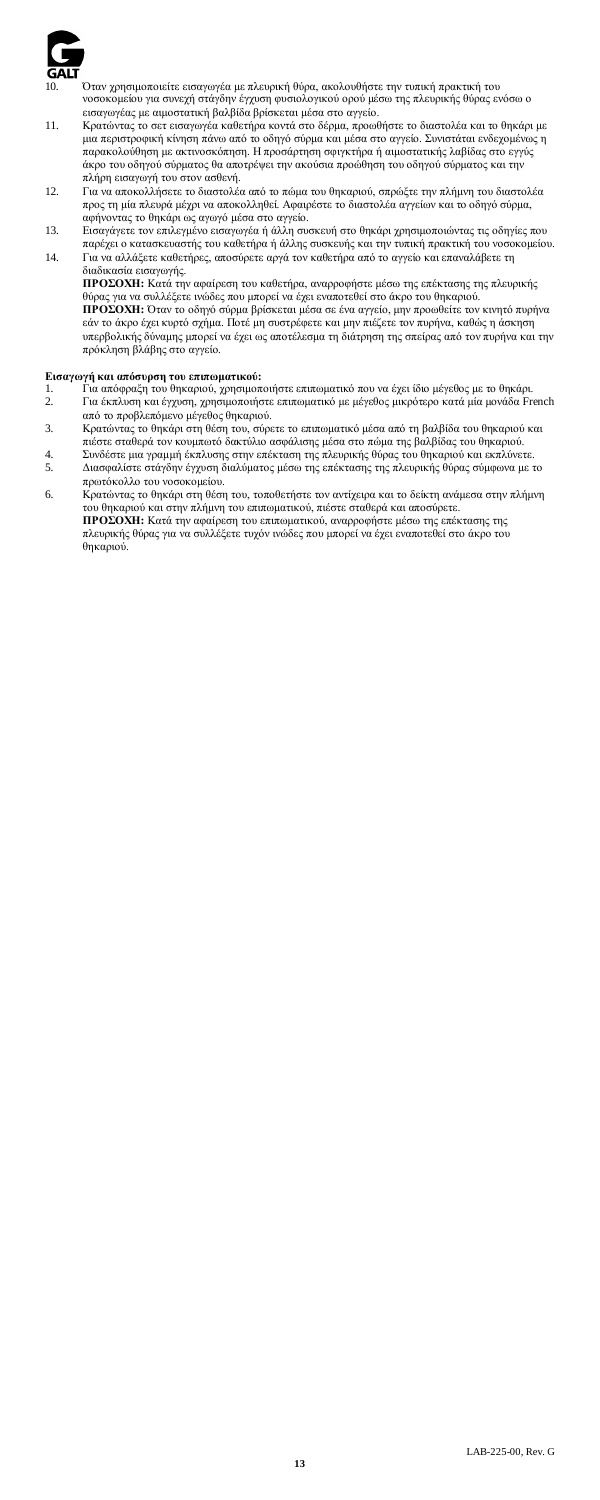10. Όταν χρησιμοποιείτε εισαγωγέα με πλευρική θύρα, ακολουθήστε την τυπική πρακτική του νοσοκομείου για συνεχή στάγδην έγχυση φυσιολογικού ορού μέσω της πλευρικής θύρας ενόσω ο εισαγωγέας με αιμοστατική βαλβίδα βρίσκεται μέσα στο αγγείο.
11. Κρατώντας το σετ εισαγωγέα καθετήρα κοντά στο δέρμα, προωθήστε το διαστολέα και το θηκάρι με μια περιστροφική κίνηση πάνω από το οδηγό σύρμα και μέσα στο αγγείο. Συνιστάται ενδεχομένως η παρακολούθηση με ακτινοσκόπηση. Η προσάρτηση σφιγκτήρα ή αιμοστατικής λαβίδας στο εγγύς άκρο του οδηγού σύρματος θα αποτρέψει την ακούσια προώθηση του οδηγού σύρματος και την πλήρη εισαγωγή του στον ασθενή.
12. Για να αποκολλήσετε το διαστολέα από το πώμα του θηκαριού, σπρώξτε την πλήμνη του διαστολέα προς τη μία πλευρά μέχρι να αποκολληθεί. Αφαιρέστε το διαστολέα αγγείων και το οδηγό σύρμα, αφήνοντας το θηκάρι ως αγωγό μέσα στο αγγείο.
13. Εισαγάγετε τον επιλεγμένο εισαγωγέα ή άλλη συσκευή στο θηκάρι χρησιμοποιώντας τις οδηγίες που παρέχει ο κατασκευαστής του καθετήρα ή άλλης συσκευής και την τυπική πρακτική του νοσοκομείου.
14. Για να αλλάξετε καθετήρες, αποσύρετε αργά τον καθετήρα από το αγγείο και επαναλάβετε τη διαδικασία εισαγωγής.
   **ΠΡΟΣΟΧΗ:** Κατά την αφαίρεση του καθετήρα, αναρροφήστε μέσω της επέκτασης της πλευρικής θύρας για να συλλέξετε ινώδες που μπορεί να έχει αποτεθεί στο άκρο του θηκαριού.
   **ΠΡΟΣΟΧΗ:** Όταν το οδηγό σύρμα βρίσκεται μέσα σε ένα αγγείο, μην προωθείτε τον κινητό πυρήνα εάν το άκρο έχει κυρτό σχήμα. Ποτέ μη συστρέφετε και μην πιέζετε τον πυρήνα, καθώς η άσκηση υπερβολικής δύναμης μπορεί να έχει ως αποτέλεσμα τη διάτρηση της σπείρας από τον πυρήνα και την πρόκληση βλάβης στο αγγείο.

**Εισαγωγή και απόσυρση του επιπωματικού:**

1. Για απόφραξη του θηκαριού, χρησιμοποιήστε επιπωματικό που να έχει ίδιο μέγεθος με το θηκάρι.
2. Για έκπλυση και έγχυση, χρησιμοποιήστε επιπωματικό με μέγεθος μικρότερο κατά μία μονάδα French από το προβλεπόμενο μέγεθος θηκαριού.
3. Κρατώντας το θηκάρι στη θέση του, σύρετε το επιπωματικό μέσα από τη βαλβίδα του θηκαριού και πιέστε σταθερά τον κουμπωτό δακτύλιο ασφάλισης μέσα στο πώμα της βαλβίδας του θηκαριού.
4. Συνδέστε μια γραμμή έκπλυσης στην επέκταση της πλευρικής θύρας του θηκαριού και εκπλύνετε.
5. Διασφαλίστε στάγδην έγχυση διαλύματος μέσω της επέκτασης της πλευρικής θύρας σύμφωνα με το πρωτόκολλο του νοσοκομείου.
6. Κρατώντας το θηκάρι στη θέση του, τοποθετήστε τον αντίχειρα και το δείκτη ανάμεσα στην πλήμνη του θηκαριού και στην πλήμνη του επιπωματικού, πιέστε σταθερά και αποσύρετε.
   **ΠΡΟΣΟΧΗ:** Κατά την αφαίρεση του επιπωματικού, αναρροφήστε μέσω της επέκτασης της πλευρικής θύρας για να συλλέξετε τυχόν ινώδες που μπορεί να έχει εναποτεθεί στο άκρο του θηκαριού.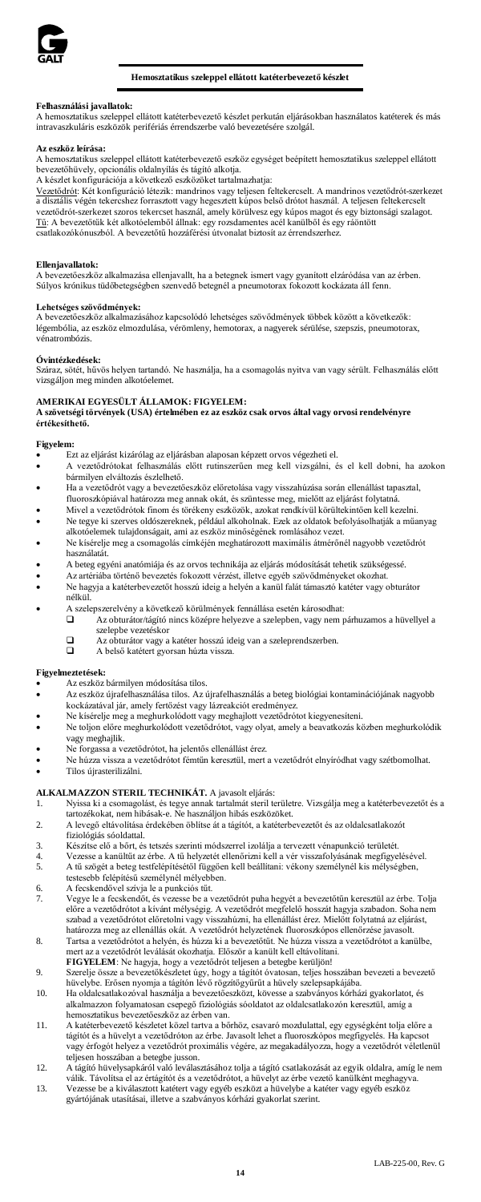## Hemosztatikus szeleppel ellátott katéterbevezető készlet

**Felhasználási javallatok:**
A hemosztatikus szeleppel ellátott katéterbevezető készlet perkután eljárásokban használatos katéterek és más intravaszkuláris eszközök perifériás érrendszerbe való bevezetésére szolgál.

**Az eszköz leírása:**
A hemosztatikus szeleppel ellátott katéterbevezető eszköz egységét beépített hemosztatikus szeleppel ellátott bevezetőhüvely, opcionális oldalnyílás és tágító alkotja.
A készlet konfigurációja a következő eszközöket tartalmazhatja:
Vezetődrót: Két konfiguráció létezik: mandrinos vagy teljesen feltekercselt. A mandrinos vezetődrót-szerkezet a disztális végén tekercshez forrasztott vagy hegesztett kúpos belső drótot használ. A teljesen feltekercselt vezetődrót-szerkezet szoros tekercset használ, amely körülvesz egy kúpos magot és egy biztonsági szalagot.
Tű: A bevezetőtűk két alkotóelemből állnak: egy rozsdamentes acél kanülből és egy ráöntött csatlakozókónuszból. A bevezetőtű hozzáférési útvonalat biztosít az érrendszerhez.

**Ellenjavallatok:**
A bevezetőeszköz alkalmazása ellenjavallt, ha a betegnek ismert vagy gyanított elzáródása van az érben.
Súlyos krónikus tüdőbetegségben szenvedő betegnél a pneumotorax fokozott kockázata áll fenn.

**Lehetséges szövődmények:**
A bevezetőeszköz alkalmazásához kapcsolódó lehetséges szövődmények többek között a következők: légembólia, az eszköz elmozdulása, vérömleny, hemotorax, a nagyerek sérülése, szepszis, pneumotorax, vénatrombózis.

**Óvintézkedések:**
Száraz, sötét, hűvös helyen tartandó. Ne használja, ha a csomagolás nyitva van vagy sérült. Felhasználás előtt vizsgáljon meg minden alkotóelemet.

**AMERIKAI EGYESÜLT ÁLLAMOK: FIGYELEM:**
**A szövetségi törvények (USA) értelmében ez az eszköz csak orvos által vagy orvosi rendelvényre értékesíthető.**

**Figyelem:**

- Ezt az eljárást kizárólag az eljárásban alaposan képzett orvos végezheti el.
- A vezetődrótokat felhasználás előtt rutinszerűen meg kell vizsgálni, és el kell dobni, ha azokon bármilyen elváltozás észlelhető.
- Ha a vezetődrót vagy a bevezetőeszköz előretolása vagy visszahúzása során ellenállást tapasztal, fluoroszkópiával határozza meg annak okát, és szüntesse meg, mielőtt az eljárást folytatná.
- Mivel a vezetődrótok finom és törékeny eszközök, azokat rendkívül körültekintően kell kezelni.
- Ne tegye ki szerves oldószereknek, például alkoholnak. Ezek az oldatok befolyásolhatják a műanyag alkotóelemek tulajdonságait, ami az eszköz minőségének romlásához vezet.
- Ne kísérelje meg a csomagolás címkéjén meghatározott maximális átmérőnél nagyobb vezetődrót használatát.
- A beteg egyéni anatómiája és az orvos technikája az eljárás módosítását tehetik szükségessé.
- Az artériába történő bevezetés fokozott vérzést, illetve egyéb szövődményeket okozhat.
- Ne hagyja a katéterbevezetőt hosszú ideig a helyén a kanül falát támasztó katéter vagy obturátor nélkül.
- A szelepszerelvény a következő körülmények fennállása esetén károsodhat:
  - Az obturátor/tágító nincs középre helyezve a szelepben, vagy nem párhuzamos a hüvellyel a szelepbe vezetéskor
  - Az obturátor vagy a katéter hosszú ideig van a szeleprendszerben.
  - A belső katétert gyorsan húzta vissza.

**Figyelmeztetések:**

- Az eszköz bármilyen módosítása tilos.
- Az eszköz újrafelhasználása tilos. Az újrafelhasználás a beteg biológiai kontaminációjának nagyobb kockázatával jár, amely fertőzést vagy lázreakciót eredményez.
- Ne kísérelje meg a meghurkolódott vagy meghajlott vezetődrótot kiegyenesíteni.
- Ne toljon előre meghurkolódott vezetődrótot, vagy olyat, amely a beavatkozás közben meghurkolódik vagy meghajlik.
- Ne forgassa a vezetődrótot, ha jelentős ellenállást érez.
- Ne húzza vissza a vezetődrótot fémtűn keresztül, mert a vezetődrót elnyíródhat vagy szétbomolhat.
- Tilos újrasterilizálni.

**ALKALMAZZON STERIL TECHNIKÁT.** A javasolt eljárás:

1. Nyissa ki a csomagolást, és tegye annak tartalmát steril területre. Vizsgálja meg a katéterbevezetőt és a tartozékokat, nem hibásak-e. Ne használjon hibás eszközöket.
2. A levegő eltávolítása érdekében öblítse át a tágítót, a katéterbevezetőt és az oldalcsatlakozót fiziológiás sóoldattal.
3. Készítse elő a bőrt, és tetszés szerinti módszerrel izolálja a tervezett vénapunkció területét.
4. Vezesse a kanültűt az érbe. A tű helyzetét ellenőrizni kell a vér visszafolyásának megfigyelésével.
5. A tű szögét a beteg testfelépítésétől függően kell beállítani: vékony személynél kis mélységben, testesebb felépítésű személynél mélyebben.
6. A fecskendővel szívja le a punkciós tűt.
7. Vegye le a fecskendőt, és vezesse be a vezetődrót puha hegyét a bevezetőtűn keresztül az érbe. Tolja előre a vezetődrótot a kívánt mélységig. A vezetődrót megfelelő hosszát hagyja szabadon. Soha nem szabad a vezetődrótot előretolni vagy visszahúzni, ha ellenállást érez. Mielőtt folytatná az eljárást, határozza meg az ellenállás okát. A vezetődrót helyzetének fluoroszkópos ellenőrzése javasolt.
8. Tartsa a vezetődrótot a helyén, és húzza ki a bevezetőtűt. Ne húzza vissza a vezetődrótot a kanülbe, mert az a vezetődrót leválását okozhatja. Először a kanült kell eltávolítani.
   **FIGYELEM**: Ne hagyja, hogy a vezetődrót teljesen a betegbe kerüljön!
9. Szerelje össze a bevezetőkészletet úgy, hogy a tágítót óvatosan, teljes hosszában bevezeti a bevezető hüvelybe. Erősen nyomja a tágítón lévő rögzítőgyűrűt a hüvely szelepsapkájába.
10. Ha oldalcsatlakozóval használja a bevezetőeszközt, kövesse a szabványos kórházi gyakorlatot, és alkalmazzon folyamatosan csepegő fiziológiás sóoldatot az oldalcsatlakozón keresztül, amíg a hemosztatikus bevezetőeszköz az érben van.
11. A katéterbevezető készletet közel tartva a bőrhöz, csavaró mozdulattal, egy egységként tolja előre a tágítót és a hüvelyt a vezetődróton az érbe. Javasolt lehet a fluoroszkópos megfigyelés. Ha kapcsot vagy érfogót helyez a vezetődrót proximális végére, az megakadályozza, hogy a vezetődrót véletlenül teljesen hosszában a betegbe jusson.
12. A tágító hüvelysapkáról való leválasztásához tolja a tágító csatlakozását az egyik oldalra, amíg le nem válik. Távolítsa el az értágítót és a vezetődrótot, a hüvelyt az érbe vezető kanülként meghagyva.
13. Vezesse be a kiválasztott katétert vagy egyéb eszközt a hüvelybe a katéter vagy egyéb eszköz gyártójának utasításai, illetve a szabványos kórházi gyakorlat szerint.

LAB-225-00, Rev. G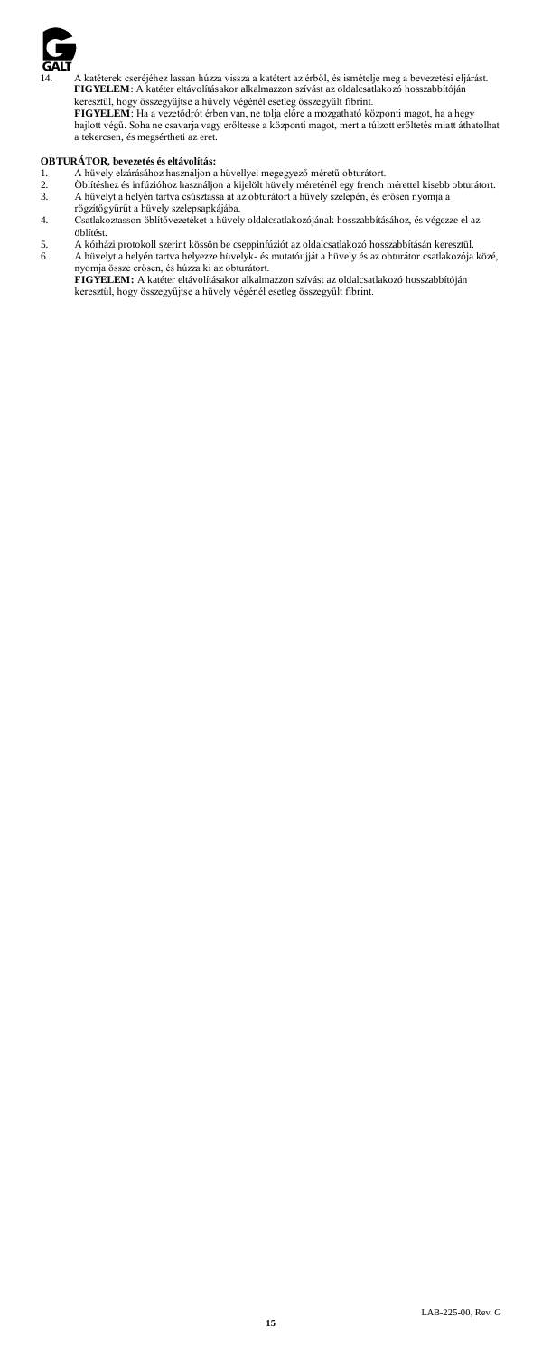14. A katéterek cseréjéhez lassan húzza vissza a katétert az érből, és ismételje meg a bevezetési eljárást.
    **FIGYELEM**: A katéter eltávolításakor alkalmazzon szívást az oldalcsatlakozó hosszabbítóján keresztül, hogy összegyűjtse a hüvely végénél esetleg összegyűlt fibrint.
    **FIGYELEM**: Ha a vezetődrót érben van, ne tolja előre a mozgatható központi magot, ha a hegy hajlott végű. Soha ne csavarja vagy erőltesse a központi magot, mert a túlzott erőltetés miatt áthatolhat a tekercsen, és megsértheti az eret.

**OBTURÁTOR, bevezetés és eltávolítás:**

1. A hüvely elzárásához használjon a hüvellyel megegyező méretű obturátort.
2. Öblítéshez és infúzióhoz használjon a kijelölt hüvely méreténél egy french mérettel kisebb obturátort.
3. A hüvelyt a helyén tartva csúsztassa át az obturátort a hüvely szelepén, és erősen nyomja a rögzítőgyűrűt a hüvely szelepsapkájába.
4. Csatlakoztasson öblítővezetéket a hüvely oldalcsatlakozójának hosszabbításához, és végezze el az öblítést.
5. A kórházi protokoll szerint kössön be cseppinfúziót az oldalcsatlakozó hosszabbításán keresztül.
6. A hüvelyt a helyén tartva helyezze hüvelyk- és mutatóujját a hüvely és az obturátor csatlakozója közé, nyomja össze erősen, és húzza ki az obturátort.
   **FIGYELEM:** A katéter eltávolításakor alkalmazzon szívást az oldalcsatlakozó hosszabbítóján keresztül, hogy összegyűjtse a hüvely végénél esetleg összegyűlt fibrint.

LAB-225-00, Rev. G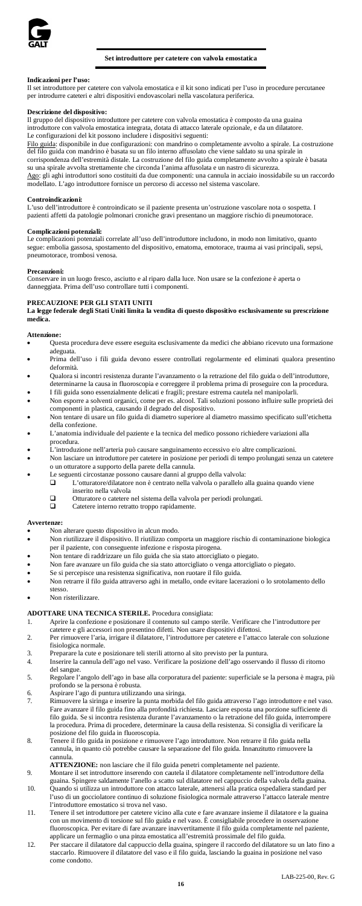**Set introduttore per catetere con valvola emostatica**

**Indicazioni per l'uso:**
Il set introduttore per catetere con valvola emostatica e il kit sono indicati per l'uso in procedure percutanee per introdurre cateteri e altri dispositivi endovascolari nella vascolatura periferica.

**Descrizione del dispositivo:**
Il gruppo del dispositivo introduttore per catetere con valvola emostatica è composto da una guaina introduttore con valvola emostatica integrata, dotata di attacco laterale opzionale, e da un dilatatore.
Le configurazioni del kit possono includere i dispositivi seguenti:
Filo guida: disponibile in due configurazioni: con mandrino o completamente avvolto a spirale. La costruzione del filo guida con mandrino è basata su un filo interno affusolato che viene saldato su una spirale in corrispondenza dell'estremità distale. La costruzione del filo guida completamente avvolto a spirale è basata su una spirale avvolta strettamente che circonda l'anima affusolata e un nastro di sicurezza.
Ago: gli aghi introduttori sono costituiti da due componenti: una cannula in acciaio inossidabile su un raccordo modellato. L'ago introduttore fornisce un percorso di accesso nel sistema vascolare.

**Controindicazioni:**
L'uso dell'introduttore è controindicato se il paziente presenta un'ostruzione vascolare nota o sospetta. I pazienti affetti da patologie polmonari croniche gravi presentano un maggiore rischio di pneumotorace.

**Complicazioni potenziali:**
Le complicazioni potenziali correlate all'uso dell'introduttore includono, in modo non limitativo, quanto segue: embolia gassosa, spostamento del dispositivo, ematoma, emotorace, trauma ai vasi principali, sepsi, pneumotorace, trombosi venosa.

**Precauzioni:**
Conservare in un luogo fresco, asciutto e al riparo dalla luce. Non usare se la confezione è aperta o danneggiata. Prima dell'uso controllare tutti i componenti.

**PRECAUZIONE PER GLI STATI UNITI**
**La legge federale degli Stati Uniti limita la vendita di questo dispositivo esclusivamente su prescrizione medica.**

**Attenzione:**
- Questa procedura deve essere eseguita esclusivamente da medici che abbiano ricevuto una formazione adeguata.
- Prima dell'uso i fili guida devono essere controllati regolarmente ed eliminati qualora presentino deformità.
- Qualora si incontri resistenza durante l'avanzamento o la retrazione del filo guida o dell'introduttore, determinarne la causa in fluoroscopia e correggere il problema prima di proseguire con la procedura.
- I fili guida sono essenzialmente delicati e fragili; prestare estrema cautela nel manipolarli.
- Non esporre a solventi organici, come per es. alcool. Tali soluzioni possono influire sulle proprietà dei componenti in plastica, causando il degrado del dispositivo.
- Non tentare di usare un filo guida di diametro superiore al diametro massimo specificato sull'etichetta della confezione.
- L'anatomia individuale del paziente e la tecnica del medico possono richiedere variazioni alla procedura.
- L'introduzione nell'arteria può causare sanguinamento eccessivo e/o altre complicazioni.
- Non lasciare un introduttore per catetere in posizione per periodi di tempo prolungati senza un catetere o un otturatore a supporto della parete della cannula.
- Le seguenti circostanze possono causare danni al gruppo della valvola:
  - L'otturatore/dilatatore non è centrato nella valvola o parallelo alla guaina quando viene inserito nella valvola
  - Otturatore o catetere nel sistema della valvola per periodi prolungati.
  - Catetere interno retratto troppo rapidamente.

**Avvertenze:**
- Non alterare questo dispositivo in alcun modo.
- Non riutilizzare il dispositivo. Il riutilizzo comporta un maggiore rischio di contaminazione biologica per il paziente, con conseguente infezione e risposta pirogena.
- Non tentare di raddrizzare un filo guida che sia stato attorcigliato o piegato.
- Non fare avanzare un filo guida che sia stato attorcigliato o venga attorcigliato o piegato.
- Se si percepisce una resistenza significativa, non ruotare il filo guida.
- Non retrarre il filo guida attraverso aghi in metallo, onde evitare lacerazioni o lo srotolamento dello stesso.
- Non risterilizzare.

**ADOTTARE UNA TECNICA STERILE.** Procedura consigliata:
1. Aprire la confezione e posizionare il contenuto sul campo sterile. Verificare che l'introduttore per catetere e gli accessori non presentino difetti. Non usare dispositivi difettosi.
2. Per rimuovere l'aria, irrigare il dilatatore, l'introduttore per catetere e l'attacco laterale con soluzione fisiologica normale.
3. Preparare la cute e posizionare teli sterili attorno al sito previsto per la puntura.
4. Inserire la cannula dell'ago nel vaso. Verificare la posizione dell'ago osservando il flusso di ritorno del sangue.
5. Regolare l'angolo dell'ago in base alla corporatura del paziente: superficiale se la persona è magra, più profondo se la persona è robusta.
6. Aspirare l'ago di puntura utilizzando una siringa.
7. Rimuovere la siringa e inserire la punta morbida del filo guida attraverso l'ago introduttore e nel vaso. Fare avanzare il filo guida fino alla profondità richiesta. Lasciare esposta una porzione sufficiente di filo guida. Se si incontra resistenza durante l'avanzamento o la retrazione del filo guida, interrompere la procedura. Prima di procedere, determinare la causa della resistenza. Si consiglia di verificare la posizione del filo guida in fluoroscopia.
8. Tenere il filo guida in posizione e rimuovere l'ago introduttore. Non retrarre il filo guida nella cannula, in quanto ciò potrebbe causare la separazione del filo guida. Innanzitutto rimuovere la cannula.
   **ATTENZIONE:** non lasciare che il filo guida penetri completamente nel paziente.
9. Montare il set introduttore inserendo con cautela il dilatatore completamente nell'introduttore della guaina. Spingere saldamente l'anello a scatto sul dilatatore nel cappuccio della valvola della guaina.
10. Quando si utilizza un introduttore con attacco laterale, attenersi alla pratica ospedaliera standard per l'uso di un gocciolatore continuo di soluzione fisiologica normale attraverso l'attacco laterale mentre l'introduttore emostatico si trova nel vaso.
11. Tenere il set introduttore per catetere vicino alla cute e fare avanzare insieme il dilatatore e la guaina con un movimento di torsione sul filo guida e nel vaso. È consigliabile procedere in osservazione fluoroscopica. Per evitare di fare avanzare inavvertitamente il filo guida completamente nel paziente, applicare un fermaglio o una pinza emostatica all'estremità prossimale del filo guida.
12. Per staccare il dilatatore dal cappuccio della guaina, spingere il raccordo del dilatatore su un lato fino a staccarlo. Rimuovere il dilatatore del vaso e il filo guida, lasciando la guaina in posizione nel vaso come condotto.

LAB-225-00, Rev. G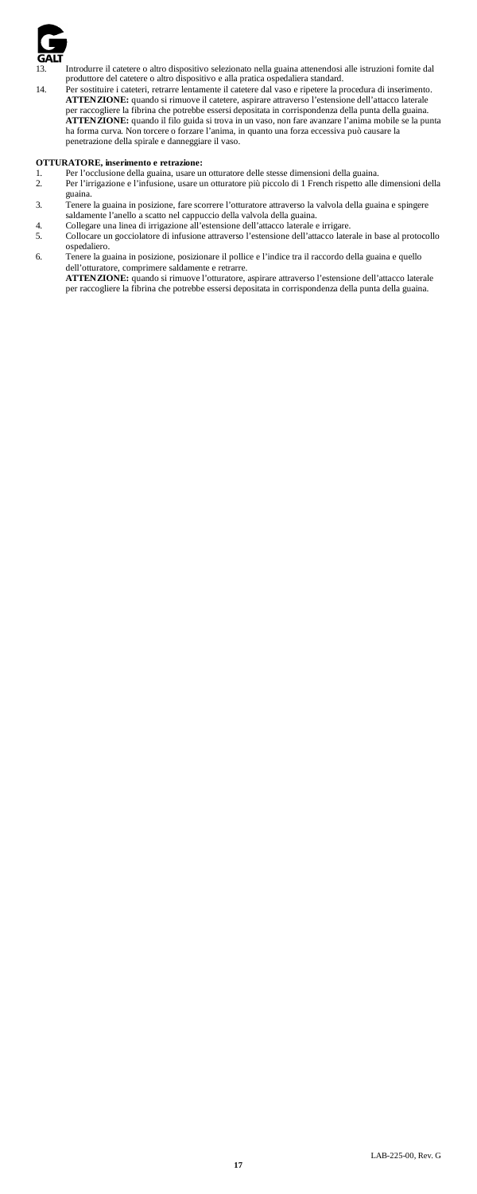13. Introdurre il catetere o altro dispositivo selezionato nella guaina attenendosi alle istruzioni fornite dal produttore del catetere o altro dispositivo e alla pratica ospedaliera standard.
14. Per sostituire i cateteri, retrarre lentamente il catetere dal vaso e ripetere la procedura di inserimento. **ATTENZIONE:** quando si rimuove il catetere, aspirare attraverso l'estensione dell'attacco laterale per raccogliere la fibrina che potrebbe essersi depositata in corrispondenza della punta della guaina. **ATTENZIONE:** quando il filo guida si trova in un vaso, non fare avanzare l'anima mobile se la punta ha forma curva. Non torcere o forzare l'anima, in quanto una forza eccessiva può causare la penetrazione della spirale e danneggiare il vaso.

**OTTURATORE, inserimento e retrazione:**

1. Per l'occlusione della guaina, usare un otturatore delle stesse dimensioni della guaina.
2. Per l'irrigazione e l'infusione, usare un otturatore più piccolo di 1 French rispetto alle dimensioni della guaina.
3. Tenere la guaina in posizione, fare scorrere l'otturatore attraverso la valvola della guaina e spingere saldamente l'anello a scatto nel cappuccio della valvola della guaina.
4. Collegare una linea di irrigazione all'estensione dell'attacco laterale e irrigare.
5. Collocare un gocciolatore di infusione attraverso l'estensione dell'attacco laterale in base al protocollo ospedaliero.
6. Tenere la guaina in posizione, posizionare il pollice e l'indice tra il raccordo della guaina e quello dell'otturatore, comprimere saldamente e retrarre.
   **ATTENZIONE:** quando si rimuove l'otturatore, aspirare attraverso l'estensione dell'attacco laterale per raccogliere la fibrina che potrebbe essersi depositata in corrispondenza della punta della guaina.

LAB-225-00, Rev. G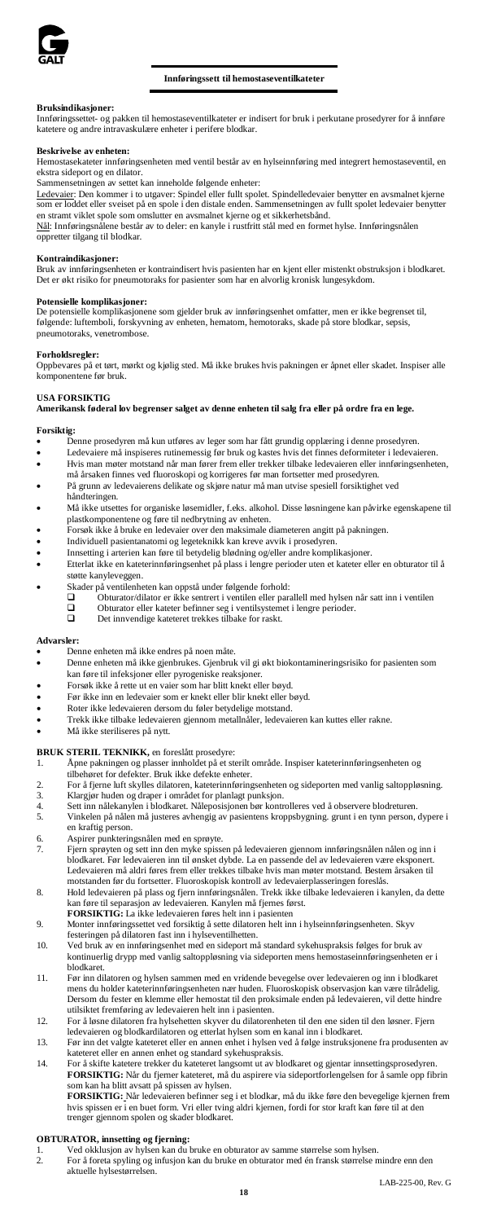**Innføringssett til hemostaseventilkateter**

**Bruksindikasjoner:**
Innføringssettet- og pakken til hemostaseventilkateter er indisert for bruk i perkutane prosedyrer for å innføre katetere og andre intravaskulære enheter i perifere blodkar.

**Beskrivelse av enheten:**
Hemostasekateter innføringsenheten med ventil består av en hylseinnføring med integrert hemostaseventil, en ekstra sideport og en dilator.
Sammensetningen av settet kan inneholde følgende enheter:
Ledevaier: Den kommer i to utgaver: Spindel eller fullt spolet. Spindelledevaier benytter en avsmalnet kjerne som er loddet eller sveiset på en spole i den distale enden. Sammensetningen av fullt spolet ledevaier benytter en stramt viklet spole som omslutter en avsmalnet kjerne og et sikkerhetsbånd.
Nål: Innføringsnålene består av to deler: en kanyle i rustfritt stål med en formet hylse. Innføringsnålen oppretter tilgang til blodkar.

**Kontraindikasjoner:**
Bruk av innføringsenheten er kontraindisert hvis pasienten har en kjent eller mistenkt obstruksjon i blodkaret. Det er økt risiko for pneumotoraks for pasienter som har en alvorlig kronisk lungesykdom.

**Potensielle komplikasjoner:**
De potensielle komplikasjonene som gjelder bruk av innføringsenhet omfatter, men er ikke begrenset til, følgende: luftemboli, forskyvning av enheten, hematom, hemotoraks, skade på store blodkar, sepsis, pneumotoraks, venetrombose.

**Forholdsregler:**
Oppbevares på et tørt, mørkt og kjølig sted. Må ikke brukes hvis pakningen er åpnet eller skadet. Inspiser alle komponentene før bruk.

**USA FORSIKTIG**
**Amerikansk føderal lov begrenser salget av denne enheten til salg fra eller på ordre fra en lege.**

**Forsiktig:**

- Denne prosedyren må kun utføres av leger som har fått grundig opplæring i denne prosedyren.
- Ledevaiere må inspiseres rutinemessig før bruk og kastes hvis det finnes deformiteter i ledevaieren.
- Hvis man møter motstand når man fører frem eller trekker tilbake ledevaieren eller innføringsenheten, må årsaken finnes ved fluoroskopi og korrigeres før man fortsetter med prosedyren.
- På grunn av ledevaierens delikate og skjøre natur må man utvise spesiell forsiktighet ved håndteringen.
- Må ikke utsettes for organiske løsemidler, f.eks. alkohol. Disse løsningene kan påvirke egenskapene til plastkomponentene og føre til nedbrytning av enheten.
- Forsøk ikke å bruke en ledevaier over den maksimale diameteren angitt på pakningen.
- Individuell pasientanatomi og legeteknikk kan kreve avvik i prosedyren.
- Innsetting i arterien kan føre til betydelig blødning og/eller andre komplikasjoner.
- Etterlat ikke en kateterinnføringsenhet på plass i lengre perioder uten et kateter eller en obturator til å støtte kanyleveggen.
- Skader på ventilenheten kan oppstå under følgende forhold:
  - ❑ Obturator/dilator er ikke sentrert i ventilen eller parallell med hylsen når satt inn i ventilen
  - ❑ Obturator eller kateter befinner seg i ventilsystemet i lengre perioder.
  - ❑ Det innvendige kateteret trekkes tilbake for raskt.

**Advarsler:**

- Denne enheten må ikke endres på noen måte.
- Denne enheten må ikke gjenbrukes. Gjenbruk vil gi økt biokontamineringsrisiko for pasienten som kan føre til infeksjoner eller pyrogeniske reaksjoner.
- Forsøk ikke å rette ut en vaier som har blitt knekt eller bøyd.
- Før ikke inn en ledevaier som er knekt eller blir knekt eller bøyd.
- Roter ikke ledevaieren dersom du føler betydelige motstand.
- Trekk ikke tilbake ledevaieren gjennom metallnåler, ledevaieren kan kuttes eller rakne.
- Må ikke steriliseres på nytt.

**BRUK STERIL TEKNIKK,** en foreslått prosedyre:

1. Åpne pakningen og plasser innholdet på et sterilt område. Inspiser kateterinnføringsenheten og tilbehøret for defekter. Bruk ikke defekte enheter.
2. For å fjerne luft skylles dilatoren, kateterinnføringsenheten og sideporten med vanlig saltoppløsning.
3. Klargjør huden og draper i området for planlagt punksjon.
4. Sett inn nålekanylen i blodkaret. Nåleposisjonen bør kontrolleres ved å observere blodreturen.
5. Vinkelen på nålen må justeres avhengig av pasientens kroppsbygning. grunt i en tynn person, dypere i en kraftig person.
6. Aspirer punkteringsnålen med en sprøyte.
7. Fjern sprøyten og sett inn den myke spissen på ledevaieren gjennom innføringsnålen nålen og inn i blodkaret. Før ledevaieren inn til ønsket dybde. La en passende del av ledevaieren være eksponert. Ledevaieren må aldri føres frem eller trekkes tilbake hvis man møter motstand. Bestem årsaken til motstanden før du fortsetter. Fluoroskopisk kontroll av ledevaierplasseringen foreslås.
8. Hold ledevaieren på plass og fjern innføringsnålen. Trekk ikke tilbake ledevaieren i kanylen, da dette kan føre til separasjon av ledevaieren. Kanylen må fjernes først.
   **FORSIKTIG:** La ikke ledevaieren føres helt inn i pasienten
9. Monter innføringssettet ved forsiktig å sette dilatoren helt inn i hylseinnføringsenheten. Skyv festeringen på dilatoren fast inn i hylseventilhetten.
10. Ved bruk av en innføringsenhet med en sideport må standard sykehuspraksis følges for bruk av kontinuerlig drypp med vanlig saltoppløsning via sideporten mens hemostaseinnføringsenheten er i blodkaret.
11. Før inn dilatoren og hylsen sammen med en vridende bevegelse over ledevaieren og inn i blodkaret mens du holder kateterinnføringsenheten nær huden. Fluoroskopisk observasjon kan være tilrådelig. Dersom du fester en klemme eller hemostat til den proksimale enden på ledevaieren, vil dette hindre utilsiktet fremføring av ledevaieren helt inn i pasienten.
12. For å løsne dilatoren fra hylsehetten skyver du dilatorenheten til den ene siden til den løsner. Fjern ledevaieren og blodkardilatoren og etterlat hylsen som en kanal inn i blodkaret.
13. Før inn det valgte kateteret eller en annen enhet i hylsen ved å følge instruksjonene fra produsenten av kateteret eller en annen enhet og standard sykehuspraksis.
14. For å skifte katetere trekker du kateteret langsomt ut av blodkaret og gjentar innsettingsprosedyren.
    **FORSIKTIG:** Når du fjerner kateteret, må du aspirere via sideportforlengelsen for å samle opp fibrin som kan ha blitt avsatt på spissen av hylsen.
    **FORSIKTIG:** Når ledevaieren befinner seg i et blodkar, må du ikke føre den bevegelige kjernen frem hvis spissen er i en buet form. Vri eller tving aldri kjernen, fordi for stor kraft kan føre til at den trenger gjennom spolen og skader blodkaret.

**OBTURATOR, innsetting og fjerning:**

1. Ved okklusjon av hylsen kan du bruke en obturator av samme størrelse som hylsen.
2. For å foreta spyling og infusjon kan du bruke en obturator med én fransk størrelse mindre enn den aktuelle hylsestørrelsen.

LAB-225-00, Rev. G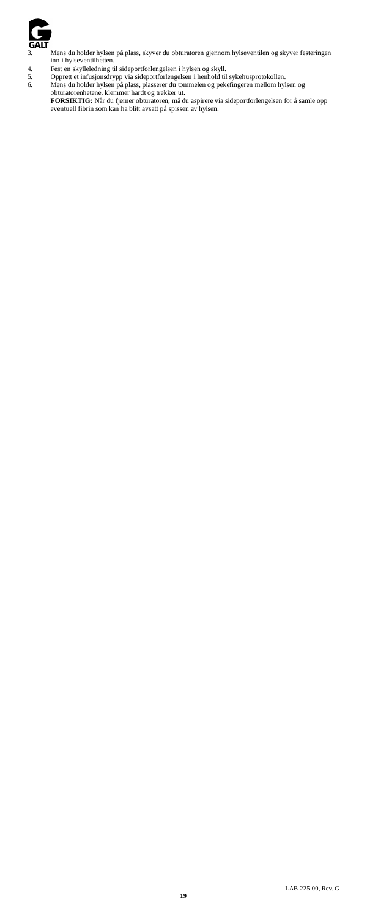3. Mens du holder hylsen på plass, skyver du obturatoren gjennom hylseventilen og skyver festeringen inn i hylseventilhetten.
4. Fest en skylleledning til sideportforlengelsen i hylsen og skyll.
5. Opprett et infusjonsdrypp via sideportforlengelsen i henhold til sykehusprotokollen.
6. Mens du holder hylsen på plass, plasserer du tommelen og pekefingeren mellom hylsen og obturatorenhetene, klemmer hardt og trekker ut.

   **FORSIKTIG:** Når du fjerner obturatoren, må du aspirere via sideportforlengelsen for å samle opp eventuell fibrin som kan ha blitt avsatt på spissen av hylsen.

LAB-225-00, Rev. G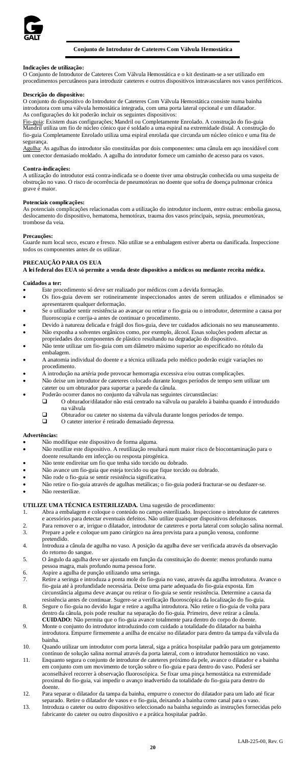**Conjunto de Introdutor de Cateteres Com Válvula Hemostática**

**Indicações de utilização:**
O Conjunto de Introdutor de Cateteres Com Válvula Hemostática e o kit destinam-se a ser utilizado em procedimentos percutâneos para introduzir cateteres e outros dispositivos intravasculares nos vasos periféricos.

**Descrição do dispositivo:**
O conjunto do dispositivo do Introdutor de Cateteres Com Válvula Hemostática consiste numa bainha introdutora com uma válvula hemostática integrada, com uma porta lateral opcional e um dilatador.
As configurações do kit poderão incluir os seguintes dispositivos:
Fio-guia: Existem duas configurações; Mandril ou Completamente Enrolado. A construção do fio-guia Mandril utiliza um fio de núcleo cónico que é soldado a uma espiral na extremidade distal. A construção do fio-guia Completamente Enrolado utiliza uma espiral enrolada que circunda um núcleo cónico e uma fita de segurança.
Agulha: As agulhas do introdutor são constituídas por dois componentes: uma cânula em aço inoxidável com um conector demasiado moldado. A agulha do introdutor fornece um caminho de acesso para os vasos.

**Contra-indicações:**
A utilização do introdutor está contra-indicada se o doente tiver uma obstrução conhecida ou uma suspeita de obstrução no vaso. O risco de ocorrência de pneumotórax no doente que sofra de doença pulmonar crónica grave é maior.

**Potenciais complicações:**
As potenciais complicações relacionadas com a utilização do introdutor incluem, entre outras: embolia gasosa, deslocamento do dispositivo, hematoma, hemotórax, trauma dos vasos principais, sepsia, pneumotórax, trombose da veia.

**Precauções:**
Guarde num local seco, escuro e fresco. Não utilize se a embalagem estiver aberta ou danificada. Inspeccione todos os componentes antes de os utilizar.

**PRECAUÇÃO PARA OS EUA**
**A lei federal dos EUA só permite a venda deste dispositivo a médicos ou mediante receita médica.**

**Cuidados a ter:**
- Este procedimento só deve ser realizado por médicos com a devida formação.
- Os fios-guia devem ser rotineiramente inspeccionados antes de serem utilizados e eliminados se apresentarem qualquer deformação.
- Se o utilizador sentir resistência ao avançar ou retirar o fio-guia ou o introdutor, determine a causa por fluoroscopia e corrija-a antes de continuar o procedimento.
- Devido à natureza delicada e frágil dos fios-guia, deve ter cuidados adicionais no seu manuseamento.
- Não exponha a solventes orgânicos como, por exemplo, álcool. Essas soluções podem afectar as propriedades dos componentes de plástico resultando na degradação do dispositivo.
- Não tente utilizar um fio-guia com um diâmetro máximo superior ao especificado no rótulo da embalagem.
- A anatomia individual do doente e a técnica utilizada pelo médico poderão exigir variações no procedimento.
- A introdução na artéria pode provocar hemorragia excessiva e/ou outras complicações.
- Não deixe um introdutor de cateteres colocado durante longos períodos de tempo sem utilizar um cateter ou um obturador para suportar a parede da cânula.
- Poderão ocorrer danos no conjunto da válvula nas seguintes circunstâncias:
  - ❑ O obturador/dilatador não está centrado na válvula ou paralelo à bainha quando é introduzido na válvula
  - ❑ Obturador ou cateter no sistema da válvula durante longos períodos de tempo.
  - ❑ O cateter interior é retirado demasiado depressa.

**Advertências:**
- Não modifique este dispositivo de forma alguma.
- Não reutilize este dispositivo. A reutilização resultará num maior risco de biocontaminação para o doente resultando em infecção ou resposta pirogénica.
- Não tente endireitar um fio que tenha sido torcido ou dobrado.
- Não avance um fio-guia que esteja torcido ou que fique torcido ou dobrado.
- Não rode o fio-guia se sentir resistência significativa.
- Não retire o fio-guia através de agulhas metálicas; o fio-guia poderá fracturar-se ou desfazer-se.
- Não reesterilize.

**UTILIZE UMA TÉCNICA ESTERILIZADA.** Uma sugestão de procedimento:
1. Abra a embalagem e coloque o conteúdo no campo esterilizado. Inspeccione o introdutor de cateteres e acessórios para detectar eventuais defeitos. Não utilize quaisquer dispositivos defeituosos.
2. Para remover o ar, irrigue o dilatador, introdutor de cateteres e porta lateral com solução salina normal.
3. Prepare a pele e coloque um pano cirúrgico na área prevista para a punção venosa, conforme pretendido.
4. Introduza a cânula de agulha no vaso. A posição da agulha deve ser verificada através da observação do retorno do sangue.
5. O ângulo da agulha deve ser ajustado em função da constituição do doente: menos profundo numa pessoa magra, mais profundo numa pessoa forte.
6. Aspire a agulha de punção utilizando uma seringa.
7. Retire a seringa e introduza a ponta mole do fio-guia no vaso, através da agulha introdutora. Avance o fio-guia até à profundidade necessária. Deixe uma parte adequada do fio-guia exposta. Em circunstância alguma deve avançar ou retirar o fio-guia se sentir resistência. Determine a causa da resistência antes de continuar. Sugere-se a verificação fluoroscópica da localização do fio-guia.
8. Segure o fio-guia no devido lugar e retire a agulha introdutora. Não retire o fio-guia de volta para dentro da cânula, pois pode resultar na separação do fio-guia. Primeiro, deve retirar a cânula.
   **CUIDADO:** Não permita que o fio-guia avance totalmente para dentro do corpo do doente.
9. Monte o conjunto do introdutor introduzindo com cuidado a totalidade do dilatador na bainha introdutora. Empurre firmemente a anilha de encaixe no dilatador para dentro da tampa da válvula da bainha.
10. Quando utilizar um introdutor com porta lateral, siga a prática hospitalar padrão para um gotejamento contínuo de solução salina normal através da porta lateral, com o introdutor hemostático no vaso.
11. Enquanto segura o conjunto de introdutor de cateteres próximo da pele, avance o dilatador e a bainha em conjunto com um movimento de torção sobre o fio-guia e para dentro do vaso. Poderá ser aconselhável recorrer à observação fluoroscópica. Se fixar uma pinça hemostática na extremidade proximal do fio-guia, vai impedir o avanço inadvertido da totalidade do fio-guia para dentro do doente.
12. Para separar o dilatador da tampa da bainha, empurre o conector do dilatador para um lado até ficar separado. Retire o dilatador de vasos e o fio-guia, deixando a bainha como canal para o vaso.
13. Introduza o cateter ou outro dispositivo seleccionado na bainha seguindo as instruções fornecidas pelo fabricante do cateter ou outro dispositivo e a prática hospitalar padrão.

LAB-225-00, Rev. G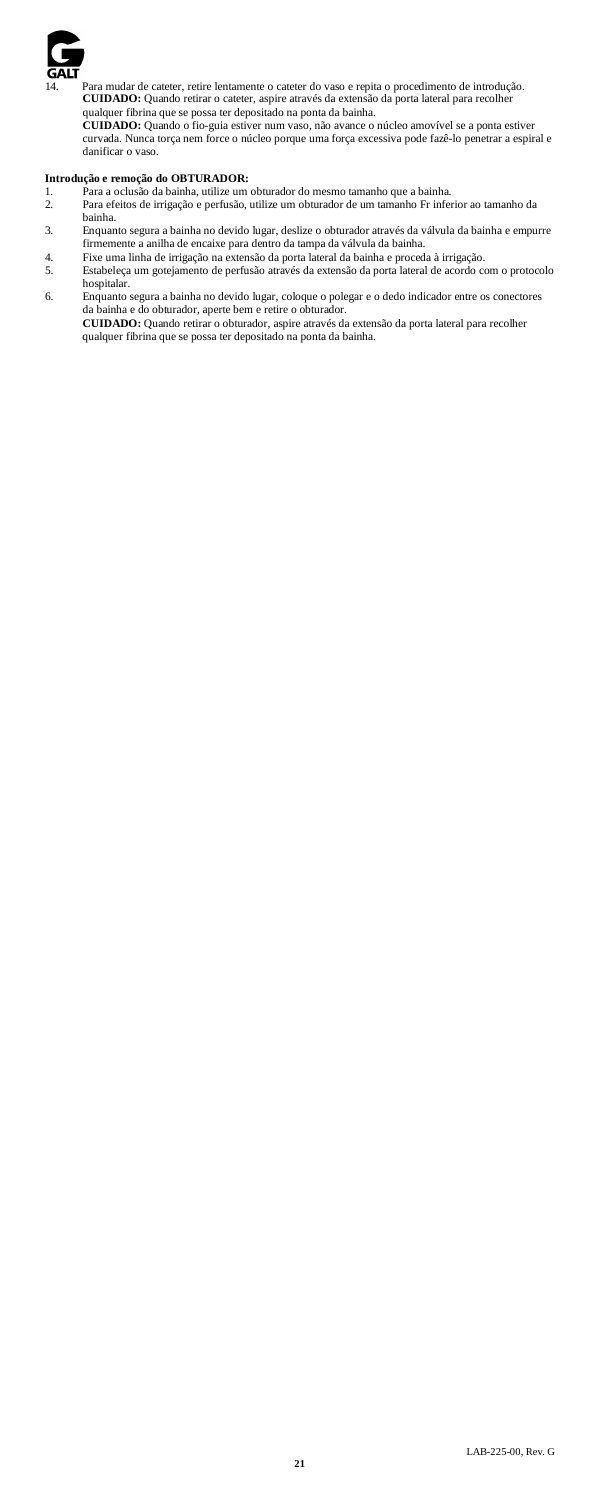14. Para mudar de cateter, retire lentamente o cateter do vaso e repita o procedimento de introdução.
    **CUIDADO:** Quando retirar o cateter, aspire através da extensão da porta lateral para recolher qualquer fibrina que se possa ter depositado na ponta da bainha.
    **CUIDADO:** Quando o fio-guia estiver num vaso, não avance o núcleo amovível se a ponta estiver curvada. Nunca torça nem force o núcleo porque uma força excessiva pode fazê-lo penetrar a espiral e danificar o vaso.

**Introdução e remoção do OBTURADOR:**

1. Para a oclusão da bainha, utilize um obturador do mesmo tamanho que a bainha.
2. Para efeitos de irrigação e perfusão, utilize um obturador de um tamanho Fr inferior ao tamanho da bainha.
3. Enquanto segura a bainha no devido lugar, deslize o obturador através da válvula da bainha e empurre firmemente a anilha de encaixe para dentro da tampa da válvula da bainha.
4. Fixe uma linha de irrigação na extensão da porta lateral da bainha e proceda à irrigação.
5. Estabeleça um gotejamento de perfusão através da extensão da porta lateral de acordo com o protocolo hospitalar.
6. Enquanto segura a bainha no devido lugar, coloque o polegar e o dedo indicador entre os conectores da bainha e do obturador, aperte bem e retire o obturador.
   **CUIDADO:** Quando retirar o obturador, aspire através da extensão da porta lateral para recolher qualquer fibrina que se possa ter depositado na ponta da bainha.

LAB-225-00, Rev. G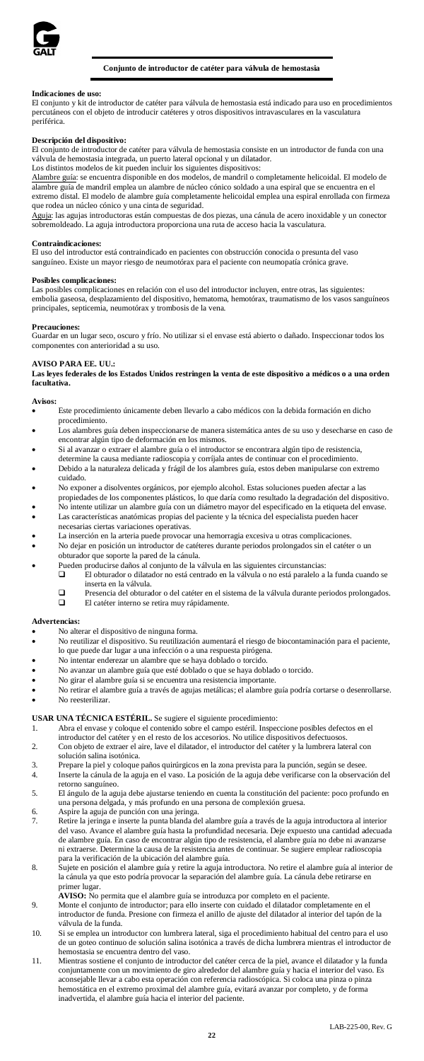**Conjunto de introductor de catéter para válvula de hemostasia**

**Indicaciones de uso:**
El conjunto y kit de introductor de catéter para válvula de hemostasia está indicado para uso en procedimientos percutáneos con el objeto de introducir catéteres y otros dispositivos intravasculares en la vasculatura periférica.

**Descripción del dispositivo:**
El conjunto de introductor de catéter para válvula de hemostasia consiste en un introductor de funda con una válvula de hemostasia integrada, un puerto lateral opcional y un dilatador.
Los distintos modelos de kit pueden incluir los siguientes dispositivos:
Alambre guía: se encuentra disponible en dos modelos, de mandril o completamente helicoidal. El modelo de alambre guía de mandril emplea un alambre de núcleo cónico soldado a una espiral que se encuentra en el extremo distal. El modelo de alambre guía completamente helicoidal emplea una espiral enrollada con firmeza que rodea un núcleo cónico y una cinta de seguridad.
Aguja: las agujas introductoras están compuestas de dos piezas, una cánula de acero inoxidable y un conector sobremoldeado. La aguja introductora proporciona una ruta de acceso hacia la vasculatura.

**Contraindicaciones:**
El uso del introductor está contraindicado en pacientes con obstrucción conocida o presunta del vaso sanguíneo. Existe un mayor riesgo de neumotórax para el paciente con neumopatía crónica grave.

**Posibles complicaciones:**
Las posibles complicaciones en relación con el uso del introductor incluyen, entre otras, las siguientes: embolia gaseosa, desplazamiento del dispositivo, hematoma, hemotórax, traumatismo de los vasos sanguíneos principales, septicemia, neumotórax y trombosis de la vena.

**Precauciones:**
Guardar en un lugar seco, oscuro y frío. No utilizar si el envase está abierto o dañado. Inspeccionar todos los componentes con anterioridad a su uso.

**AVISO PARA EE. UU.:**
**Las leyes federales de los Estados Unidos restringen la venta de este dispositivo a médicos o a una orden facultativa.**

**Avisos:**

- Este procedimiento únicamente deben llevarlo a cabo médicos con la debida formación en dicho procedimiento.
- Los alambres guía deben inspeccionarse de manera sistemática antes de su uso y desecharse en caso de encontrar algún tipo de deformación en los mismos.
- Si al avanzar o extraer el alambre guía o el introductor se encontrara algún tipo de resistencia, determine la causa mediante radioscopia y corríjala antes de continuar con el procedimiento.
- Debido a la naturaleza delicada y frágil de los alambres guía, estos deben manipularse con extremo cuidado.
- No exponer a disolventes orgánicos, por ejemplo alcohol. Estas soluciones pueden afectar a las propiedades de los componentes plásticos, lo que daría como resultado la degradación del dispositivo.
- No intente utilizar un alambre guía con un diámetro mayor del especificado en la etiqueta del envase.
- Las características anatómicas propias del paciente y la técnica del especialista pueden hacer necesarias ciertas variaciones operativas.
- La inserción en la arteria puede provocar una hemorragia excesiva u otras complicaciones.
- No dejar en posición un introductor de catéteres durante periodos prolongados sin el catéter o un obturador que soporte la pared de la cánula.
- Pueden producirse daños al conjunto de la válvula en las siguientes circunstancias:
  - ❑ El obturador o dilatador no está centrado en la válvula o no está paralelo a la funda cuando se inserta en la válvula.
  - ❑ Presencia del obturador o del catéter en el sistema de la válvula durante periodos prolongados.
  - ❑ El catéter interno se retira muy rápidamente.

**Advertencias:**

- No alterar el dispositivo de ninguna forma.
- No reutilizar el dispositivo. Su reutilización aumentará el riesgo de biocontaminación para el paciente, lo que puede dar lugar a una infección o a una respuesta pirógena.
- No intentar enderezar un alambre que se haya doblado o torcido.
- No avanzar un alambre guía que esté doblado o que se haya doblado o torcido.
- No girar el alambre guía si se encuentra una resistencia importante.
- No retirar el alambre guía a través de agujas metálicas; el alambre guía podría cortarse o desenrollarse.
- No reesterilizar.

**USAR UNA TÉCNICA ESTÉRIL.** Se sugiere el siguiente procedimiento:

1. Abra el envase y coloque el contenido sobre el campo estéril. Inspeccione posibles defectos en el introductor del catéter y en el resto de los accesorios. No utilice dispositivos defectuosos.
2. Con objeto de extraer el aire, lave el dilatador, el introductor del catéter y la lumbrera lateral con solución salina isotónica.
3. Prepare la piel y coloque paños quirúrgicos en la zona prevista para la punción, según se desee.
4. Inserte la cánula de la aguja en el vaso. La posición de la aguja debe verificarse con la observación del retorno sanguíneo.
5. El ángulo de la aguja debe ajustarse teniendo en cuenta la constitución del paciente: poco profundo en una persona delgada, y más profundo en una persona de complexión gruesa.
6. Aspire la aguja de punción con una jeringa.
7. Retire la jeringa e inserte la punta blanda del alambre guía a través de la aguja introductora al interior del vaso. Avance el alambre guía hasta la profundidad necesaria. Deje expuesto una cantidad adecuada de alambre guía. En caso de encontrar algún tipo de resistencia, el alambre guía no debe ni avanzarse ni extraerse. Determine la causa de la resistencia antes de continuar. Se sugiere emplear radioscopia para la verificación de la ubicación del alambre guía.
8. Sujete en posición el alambre guía y retire la aguja introductora. No retire el alambre guía al interior de la cánula ya que esto podría provocar la separación del alambre guía. La cánula debe retirarse en primer lugar.
   **AVISO:** No permita que el alambre guía se introduzca por completo en el paciente.
9. Monte el conjunto de introductor; para ello inserte con cuidado el dilatador completamente en el introductor de funda. Presione con firmeza el anillo de ajuste del dilatador al interior del tapón de la válvula de la funda.
10. Si se emplea un introductor con lumbrera lateral, siga el procedimiento habitual del centro para el uso de un goteo continuo de solución salina isotónica a través de dicha lumbrera mientras el introductor de hemostasia se encuentra dentro del vaso.
11. Mientras sostiene el conjunto de introductor del catéter cerca de la piel, avance el dilatador y la funda conjuntamente con un movimiento de giro alrededor del alambre guía y hacia el interior del vaso. Es aconsejable llevar a cabo esta operación con referencia radioscópica. Si coloca una pinza o pinza hemostática en el extremo proximal del alambre guía, evitará avanzar por completo, y de forma inadvertida, el alambre guía hacia el interior del paciente.

LAB-225-00, Rev. G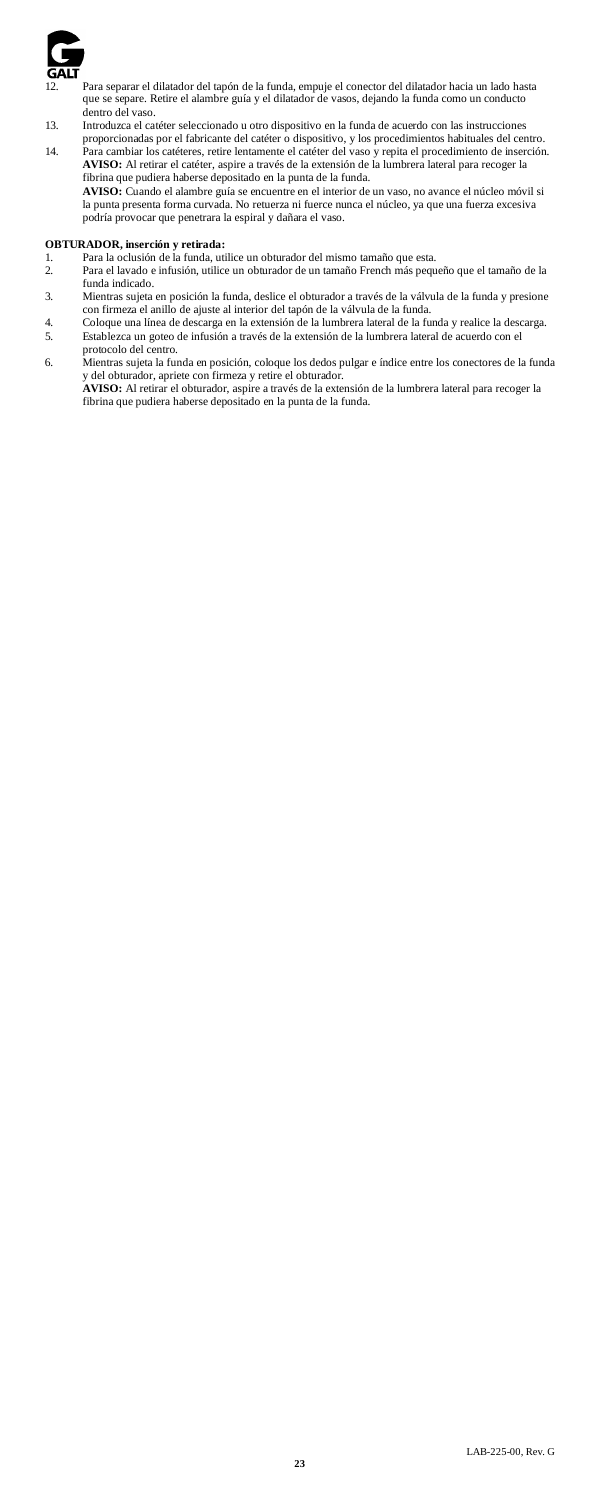12. Para separar el dilatador del tapón de la funda, empuje el conector del dilatador hacia un lado hasta que se separe. Retire el alambre guía y el dilatador de vasos, dejando la funda como un conducto dentro del vaso.
13. Introduzca el catéter seleccionado u otro dispositivo en la funda de acuerdo con las instrucciones proporcionadas por el fabricante del catéter o dispositivo, y los procedimientos habituales del centro.
14. Para cambiar los catéteres, retire lentamente el catéter del vaso y repita el procedimiento de inserción.
   **AVISO:** Al retirar el catéter, aspire a través de la extensión de la lumbrera lateral para recoger la fibrina que pudiera haberse depositado en la punta de la funda.
   **AVISO:** Cuando el alambre guía se encuentre en el interior de un vaso, no avance el núcleo móvil si la punta presenta forma curvada. No retuerza ni fuerce nunca el núcleo, ya que una fuerza excesiva podría provocar que penetrara la espiral y dañara el vaso.

**OBTURADOR, inserción y retirada:**

1. Para la oclusión de la funda, utilice un obturador del mismo tamaño que esta.
2. Para el lavado e infusión, utilice un obturador de un tamaño French más pequeño que el tamaño de la funda indicado.
3. Mientras sujeta en posición la funda, deslice el obturador a través de la válvula de la funda y presione con firmeza el anillo de ajuste al interior del tapón de la válvula de la funda.
4. Coloque una línea de descarga en la extensión de la lumbrera lateral de la funda y realice la descarga.
5. Establezca un goteo de infusión a través de la extensión de la lumbrera lateral de acuerdo con el protocolo del centro.
6. Mientras sujeta la funda en posición, coloque los dedos pulgar e índice entre los conectores de la funda y del obturador, apriete con firmeza y retire el obturador.
   **AVISO:** Al retirar el obturador, aspire a través de la extensión de la lumbrera lateral para recoger la fibrina que pudiera haberse depositado en la punta de la funda.

LAB-225-00, Rev. G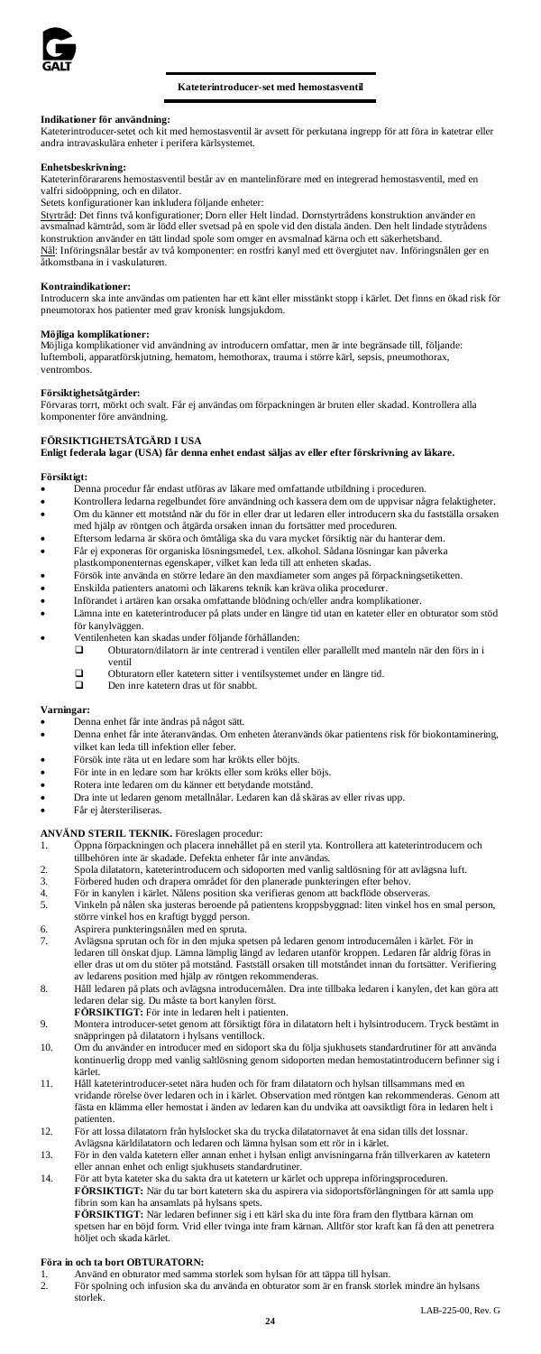**Kateterintroducer-set med hemostasventil**

**Indikationer för användning:**
Kateterintroducer-setet och kit med hemostasventil är avsett för perkutana ingrepp för att föra in katetrar eller andra intravaskulära enheter i perifera kärlsystemet.

**Enhetsbeskrivning:**
Kateterinförarens hemostasventil består av en mantelinförare med en integrerad hemostasventil, med en valfri sidoöppning, och en dilator.
Setets konfigurationer kan inkludera följande enheter:
Styrtråd: Det finns två konfigurationer; Dorn eller Helt lindad. Dornstyrtrådens konstruktion använder en avsmalnad kärntråd, som är lödd eller svetsad på en spole vid den distala änden. Den helt lindade styrtrådens konstruktion använder en tätt lindad spole som omger en avsmalnad kärna och ett säkerhetsband.
Nål: Införingsnålar består av två komponenter: en rostfri kanyl med ett övergjutet nav. Införingsnålen ger en åtkomstbana in i vaskulaturen.

**Kontraindikationer:**
Introducern ska inte användas om patienten har ett känt eller misstänkt stopp i kärlet. Det finns en ökad risk för pneumotorax hos patienter med grav kronisk lungsjukdom.

**Möjliga komplikationer:**
Möjliga komplikationer vid användning av introducern omfattar, men är inte begränsade till, följande: luftemboli, apparatförskjutning, hematom, hemothorax, trauma i större kärl, sepsis, pneumothorax, ventrombos.

**Försiktighetsåtgärder:**
Förvaras torrt, mörkt och svalt. Får ej användas om förpackningen är bruten eller skadad. Kontrollera alla komponenter före användning.

**FÖRSIKTIGHETSÅTGÄRD I USA**
**Enligt federala lagar (USA) får denna enhet endast säljas av eller efter förskrivning av läkare.**

**Försiktigt:**

- Denna procedur får endast utföras av läkare med omfattande utbildning i proceduren.
- Kontrollera ledarna regelbundet före användning och kassera dem om de uppvisar några felaktigheter.
- Om du känner ett motstånd när du för in eller drar ut ledaren eller introducern ska du fastställa orsaken med hjälp av röntgen och åtgärda orsaken innan du fortsätter med proceduren.
- Eftersom ledarna är sköra och ömtåliga ska du vara mycket försiktig när du hanterar dem.
- Får ej exponeras för organiska lösningsmedel, t.ex. alkohol. Sådana lösningar kan påverka plastkomponenternas egenskaper, vilket kan leda till att enheten skadas.
- Försök inte använda en större ledare än den maxdiameter som anges på förpackningsetiketten.
- Enskilda patienters anatomi och läkarens teknik kan kräva olika procedurer.
- Införandet i artären kan orsaka omfattande blödning och/eller andra komplikationer.
- Lämna inte en kateterintroducer på plats under en längre tid utan en kateter eller en obturator som stöd för kanylväggen.
- Ventilenheten kan skadas under följande förhållanden:
  - ❑ Obturatorn/dilatorn är inte centrerad i ventilen eller parallellt med manteln när den förs in i ventil
  - ❑ Obturatorn eller katetern sitter i ventilsystemet under en längre tid.
  - ❑ Den inre katetern dras ut för snabbt.

**Varningar:**

- Denna enhet får inte ändras på något sätt.
- Denna enhet får inte återanvändas. Om enheten återanvänds ökar patientens risk för biokontaminering, vilket kan leda till infektion eller feber.
- Försök inte räta ut en ledare som har krökts eller böjts.
- För inte in en ledare som har krökts eller som kröks eller böjs.
- Rotera inte ledaren om du känner ett betydande motstånd.
- Dra inte ut ledaren genom metallnålar. Ledaren kan då skäras av eller rivas upp.
- Får ej återsteriliseras.

**ANVÄND STERIL TEKNIK.** Föreslagen procedur:

1. Öppna förpackningen och placera innehållet på en steril yta. Kontrollera att kateterintroducern och tillbehören inte är skadade. Defekta enheter får inte användas.
2. Spola dilatatorn, kateterintroducern och sidoporten med vanlig saltlösning för att avlägsna luft.
3. Förbered huden och drapera området för den planerade punkteringen efter behov.
4. För in kanylen i kärlet. Nålens position ska verifieras genom att backflöde observeras.
5. Vinkeln på nålen ska justeras beroende på patientens kroppsbyggnad: liten vinkel hos en smal person, större vinkel hos en kraftigt byggd person.
6. Aspirera punkteringsnålen med en spruta.
7. Avlägsna sprutan och för in de mjuka spetsen på ledaren genom introducernålen i kärlet. För in ledaren till önskat djup. Lämna lämplig längd av ledaren utanför kroppen. Ledaren får aldrig föras in eller dras ut om du stöter på motstånd. Fastställ orsaken till motståndet innan du fortsätter. Verifiering av ledarens position med hjälp av röntgen rekommenderas.
8. Håll ledaren på plats och avlägsna introducernålen. Dra inte tillbaka ledaren i kanylen, det kan göra att ledaren delar sig. Du måste ta bort kanylen först.
   **FÖRSIKTIGT:** För inte in ledaren helt i patienten.
9. Montera introducer-setet genom att försiktigt föra in dilatatorn helt i hylsintroducern. Tryck bestämt in snäppringen på dilatatorn i hylsans ventillock.
10. Om du använder en introducer med en sidoport ska du följa sjukhusets standardrutiner för att använda kontinuerlig dropp med vanlig saltlösning genom sidoporten medan hemostatintroducern befinner sig i kärlet.
11. Håll kateterintroducer-setet nära huden och för fram dilatatorn och hylsan tillsammans med en vridande rörelse över ledaren och in i kärlet. Observation med röntgen kan rekommenderas. Genom att fästa en klämma eller hemostat i änden av ledaren kan du undvika att oavsiktligt föra in ledaren helt i patienten.
12. För att lossa dilatatorn från hylslocket ska du trycka dilatatornavet åt ena sidan tills det lossnar. Avlägsna kärldilatatorn och ledaren och lämna hylsan som ett rör in i kärlet.
13. För in den valda katetern eller annan enhet i hylsan enligt anvisningarna från tillverkaren av katetern eller annan enhet och enligt sjukhusets standardrutiner.
14. För att byta kateter ska du sakta dra ut katetern ur kärlet och upprepa införingsproceduren.
    **FÖRSIKTIGT:** När du tar bort katetern ska du aspirera via sidoportsförlängningen för att samla upp fibrin som kan ha ansamlats på hylsans spets.
    **FÖRSIKTIGT:** När ledaren befinner sig i ett kärl ska du inte föra fram den flyttbara kärnan om spetsen har en böjd form. Vrid eller tvinga inte fram kärnan. Alltför stor kraft kan få den att penetrera höljet och skada kärlet.

**Föra in och ta bort OBTURATORN:**

1. Använd en obturator med samma storlek som hylsan för att täppa till hylsan.
2. För spolning och infusion ska du använda en obturator som är en fransk storlek mindre än hylsans storlek.

LAB-225-00, Rev. G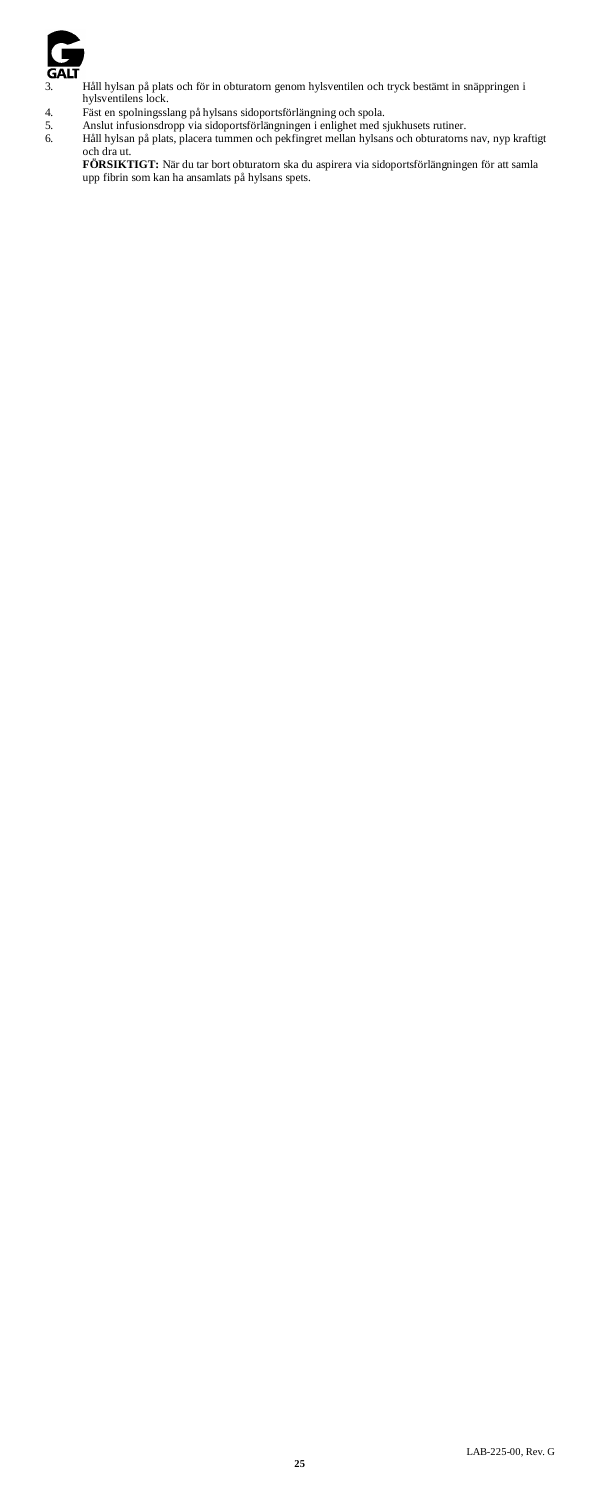3. Håll hylsan på plats och för in obturatorn genom hylsventilen och tryck bestämt in snäppringen i hylsventilens lock.
4. Fäst en spolningsslang på hylsans sidoportsförlängning och spola.
5. Anslut infusionsdropp via sidoportsförlängningen i enlighet med sjukhusets rutiner.
6. Håll hylsan på plats, placera tummen och pekfingret mellan hylsans och obturatorns nav, nyp kraftigt och dra ut.

   **FÖRSIKTIGT:** När du tar bort obturatorn ska du aspirera via sidoportsförlängningen för att samla upp fibrin som kan ha ansamlats på hylsans spets.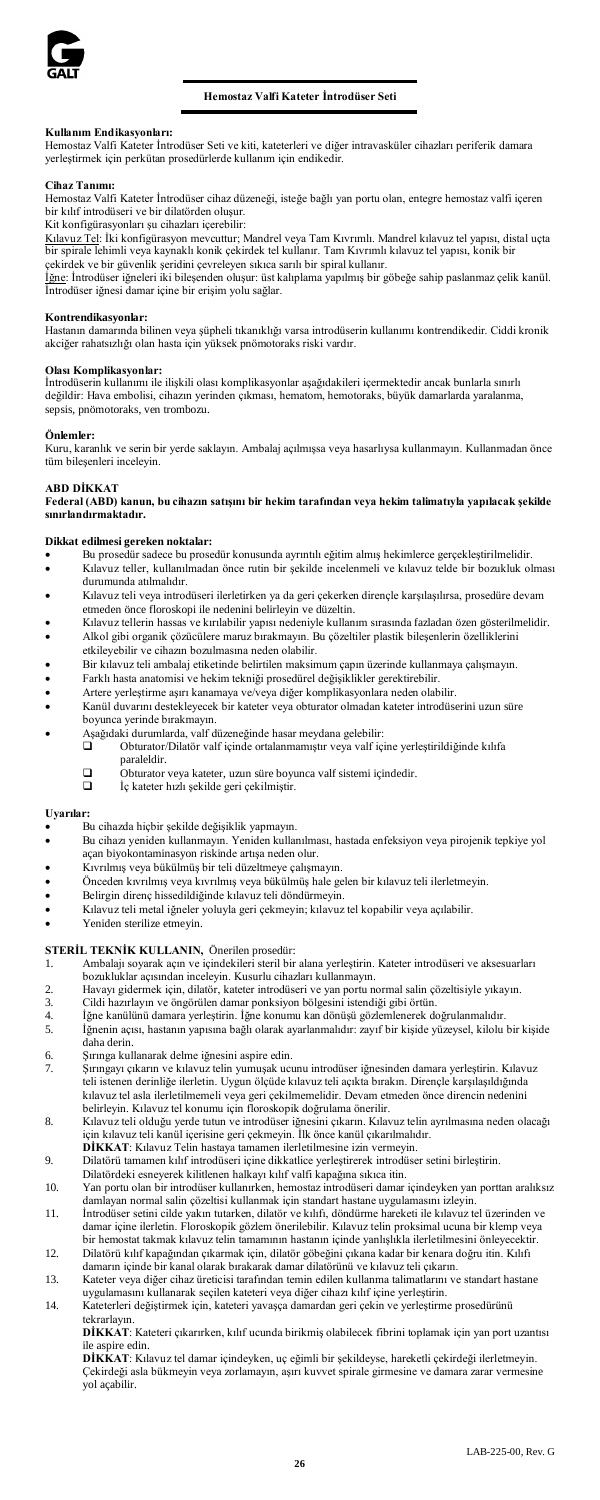**Hemostaz Valfi Kateter İntrodüser Seti**

**Kullanım Endikasyonları:**
Hemostaz Valfi Kateter İntrodüser Seti ve kiti, kateterleri ve diğer intravasküler cihazları periferik damara yerleştirmek için perkütan prosedürlerde kullanım için endikedir.

**Cihaz Tanımı:**
Hemostaz Valfi Kateter İntrodüser cihaz düzeneği, isteğe bağlı yan portu olan, entegre hemostaz valfi içeren bir kılıf introdüseri ve bir dilatörden oluşur.
Kit konfigürasyonları şu cihazları içerebilir:
Kılavuz Tel: İki konfigürasyon mevcuttur; Mandrel veya Tam Kıvrımlı. Mandrel kılavuz tel yapısı, distal uçta bir spirale lehimli veya kaynaklı konik çekirdek tel kullanır. Tam Kıvrımlı kılavuz tel yapısı, konik bir çekirdek ve bir güvenlik şeridini çevreleyen sıkıca sarılı bir spiral kullanır.
İğne: İntrodüser iğneleri iki bileşenden oluşur: üst kalıplama yapılmış bir göbeğe sahip paslanmaz çelik kanül. İntrodüser iğnesi damar içine bir erişim yolu sağlar.

**Kontrendikasyonlar:**
Hastanın damarında bilinen veya şüpheli tıkanıklığı varsa introdüserin kullanımı kontrendikedir. Ciddi kronik akciğer rahatsızlığı olan hasta için yüksek pnömotoraks riski vardır.

**Olası Komplikasyonlar:**
İntrodüserin kullanımı ile ilişkili olası komplikasyonlar aşağıdakileri içermektedir ancak bunlarla sınırlı değildir: Hava embolisi, cihazın yerinden çıkması, hematom, hemotoraks, büyük damarlarda yaralanma, sepsis, pnömotoraks, ven trombozu.

**Önlemler:**
Kuru, karanlık ve serin bir yerde saklayın. Ambalaj açılmışsa veya hasarlıysa kullanmayın. Kullanmadan önce tüm bileşenleri inceleyin.

**ABD DİKKAT**
**Federal (ABD) kanun, bu cihazın satışını bir hekim tarafından veya hekim talimatıyla yapılacak şekilde sınırlandırmaktadır.**

**Dikkat edilmesi gereken noktalar:**
- Bu prosedür sadece bu prosedür konusunda ayrıntılı eğitim almış hekimlerce gerçekleştirilmelidir.
- Kılavuz teller, kullanılmadan önce rutin bir şekilde incelenmeli ve kılavuz telde bir bozukluk olması durumunda atılmalıdır.
- Kılavuz teli veya introdüseri ilerletirken ya da geri çekerken dirençle karşılaşılırsa, prosedüre devam etmeden önce floroskopi ile nedenini belirleyin ve düzeltin.
- Kılavuz tellerin hassas ve kırılabilir yapısı nedeniyle kullanımı sırasında fazladan özen gösterilmelidir.
- Alkol gibi organik çözücülere maruz bırakmayın. Bu çözeltiler plastik bileşenlerin özelliklerini etkileyebilir ve cihazın bozulmasına neden olabilir.
- Bir kılavuz teli ambalaj etiketinde belirtilen maksimum çapın üzerinde kullanmaya çalışmayın.
- Farklı hasta anatomisi ve hekim tekniği prosedürel değişiklikler gerektirebilir.
- Artere yerleştirme aşırı kanamaya ve/veya diğer komplikasyonlara neden olabilir.
- Kanül duvarını destekleyecek bir kateter veya obturator olmadan kateter introdüserini uzun süre boyunca yerinde bırakmayın.
- Aşağıdaki durumlarda, valf düzeneğinde hasar meydana gelebilir:
  - ❑ Obturator/Dilatör valf içinde ortalanmamıştır veya valf içine yerleştirildiğinde kılıfa paraleldir.
  - ❑ Obturator veya kateter, uzun süre boyunca valf sistemi içindedir.
  - ❑ İç kateter hızlı şekilde geri çekilmiştir.

**Uyarılar:**
- Bu cihazda hiçbir şekilde değişiklik yapmayın.
- Bu cihazı yeniden kullanmayın. Yeniden kullanılması, hastada enfeksiyon veya pirojenik tepkiye yol açan biyokontaminasyon riskinde artışa neden olur.
- Kıvrılmış veya bükülmüş bir teli düzeltmeye çalışmayın.
- Önceden kıvrılmış veya kıvrılmış veya bükülmüş hale gelen bir kılavuz teli ilerletmeyin.
- Belirgin direnç hissedildiğinde kılavuz teli döndürmeyin.
- Kılavuz teli metal iğneler yoluyla geri çekmeyin; kılavuz tel kopabilir veya açılabilir.
- Yeniden sterilize etmeyin.

**STERİL TEKNİK KULLANIN,** Önerilen prosedür:
1. Ambalajı soyarak açın ve içindekileri steril bir alana yerleştirin. Kateter introdüseri ve aksesuarları bozukluklar açısından inceleyin. Kusurlu cihazları kullanmayın.
2. Havayı gidermek için, dilatör, kateter introdüseri ve yan portu normal salin çözeltisi ile yıkayın.
3. Cildi hazırlayın ve öngörülen damar ponksiyon bölgesini istendiği gibi örtün.
4. İğne kanülünü damara yerleştirin. İğne konumu kan dönüşü gözlemlenerek doğrulanmalıdır.
5. İğnenin açısı, hastanın yapısına bağlı olarak ayarlanmalıdır: zayıf bir kişide yüzeysel, kilolu bir kişide daha derin.
6. Şırınga kullanarak delme iğnesini aspire edin.
7. Şırıngayı çıkarın ve kılavuz telin yumuşak ucunu introdüser iğnesinden damara yerleştirin. Kılavuz teli istenen derinliğe ilerletin. Uygun ölçüde kılavuz teli açıkta bırakın. Dirençle karşılaşıldığında kılavuz tel asla ilerletilmemeli veya geri çekilmemelidir. Devam etmeden önce direncin nedenini belirleyin. Kılavuz tel konumu için floroskopik doğrulama önerilir.
8. Kılavuz teli olduğu yerde tutun ve introdüser iğnesini çıkarın. Kılavuz telin ayrılmasına neden olacağı için kılavuz teli kanül içerisine geri çekmeyin. İlk önce kanül çıkarılmalıdır.
   **DİKKAT**: Kılavuz Telin hastaya tamamen ilerletilmesine izin vermeyin.
9. Dilatörü tamamen kılıf introdüseri içine dikkatlice yerleştirerek introdüser setini birleştirin. Dilatördeki esneyerek kilitlenen halkayı kılıf valfi kapağına sıkıca itin.
10. Yan portu olan bir introdüser kullanırken, hemostaz introdüseri damar içindeyken yan porttan aralıksız damlayan normal salin çözeltisi kullanmak için standart hastane uygulamasını izleyin.
11. İntrodüser setini cilde yakın tutarken, dilatör ve kılıfı, döndürme hareketi ile kılavuz tel üzerinden ve damar içine ilerletin. Floroskopik gözlem önerilebilir. Kılavuz telin proksimal ucuna bir klemp veya bir hemostat takmak kılavuz telin tamamının hastanın içinde yanlışlıkla ilerletilmesini önleyecektir.
12. Dilatörü kılıf kapağından çıkarmak için, dilatör göbeğini çıkana kadar bir kenara doğru itin. Kılıfı damarın içinde bir kanal olarak bırakarak damar dilatörünü ve kılavuz teli çıkarın.
13. Kateter veya diğer cihaz üreticisi tarafından temin edilen kullanma talimatlarını ve standart hastane uygulamasını kullanarak seçilen kateteri veya diğer cihazı kılıf içine yerleştirin.
14. Kateterleri değiştirmek için, kateteri yavaşça damardan geri çekin ve yerleştirme prosedürünü tekrarlayın.
    **DİKKAT**: Kateteri çıkarırken, kılıf ucunda birikmiş olabilecek fibrini toplamak için yan port uzantısı ile aspire edin.
    **DİKKAT**: Kılavuz tel damar içindeyken, uç eğimli bir şekildeyse, hareketli çekirdeği ilerletmeyin. Çekirdeği asla bükmeyin veya zorlamayın, aşırı kuvvet spirale girmesine ve damara zarar vermesine yol açabilir.

LAB-225-00, Rev. G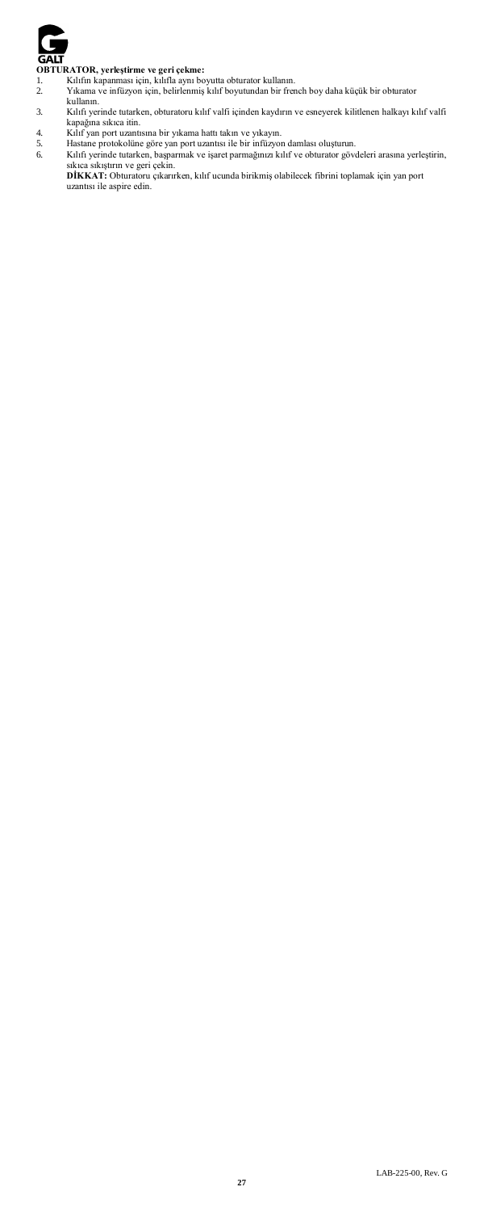**OBTURATOR, yerleştirme ve geri çekme:**

1. Kılıfın kapanması için, kılıfla aynı boyutta obturator kullanın.
2. Yıkama ve infüzyon için, belirlenmiş kılıf boyutundan bir french boy daha küçük bir obturator kullanın.
3. Kılıfı yerinde tutarken, obturatoru kılıf valfi içinden kaydırın ve esneyerek kilitlenen halkayı kılıf valfi kapağına sıkıca itin.
4. Kılıf yan port uzantısına bir yıkama hattı takın ve yıkayın.
5. Hastane protokolüne göre yan port uzantısı ile bir infüzyon damlası oluşturun.
6. Kılıfı yerinde tutarken, başparmak ve işaret parmağınızı kılıf ve obturator gövdeleri arasına yerleştirin, sıkıca sıkıştırın ve geri çekin.

   **DİKKAT:** Obturatoru çıkarırken, kılıf ucunda birikmiş olabilecek fibrini toplamak için yan port uzantısı ile aspire edin.

LAB-225-00, Rev. G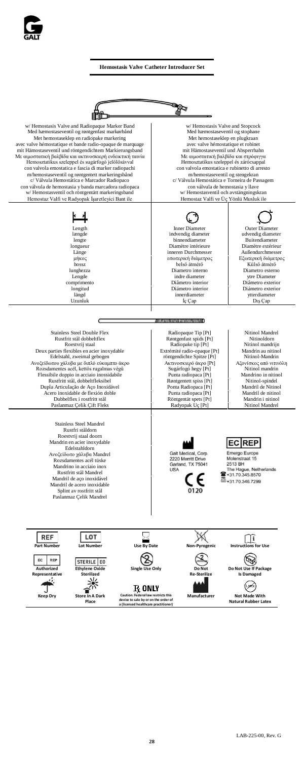GALT

**Hemostasis Valve Catheter Introducer Set**

| w/ Hemostasis Valve and Radiopaque Marker Band | w/ Hemostasis Valve and Stopcock |
|---|---|
| Med hæmostaseventil og røntgenfast markørbånd | Med hæmostaseventil og stophane |
| Met hemostaseklep en radiopake markering | Met hemostaseklep en plugkraan |
| avec valve hémostatique et bande radio-opaque de marquage | avec valve hémostatique et robinet |
| mit Hämostaseventil und röntgendichtem Markierungsband | mit Hämostaseventil und Absperrhahn |
| Με αιμοστατική βαλβίδα και ακτινοσκιερή ενδεικτική ταινία | Με αιμοστατική βαλβίδα και στρόφιγγα |
| Hemosztatikus szeleppel és sugárfogó jelölősávval | Hemosztatikus szeleppel és zárócsappal |
| con valvola emostatica e fascia di marker radiopachi | con valvola emostatica e rubinetto di arresto |
| m/hemostaseventil og røntgentett markeringsbånd | m/hemostaseventil og stengekran |
| c/ Válvula Hemostática e Marcador Radiopaco | c/ Válvula Hemostática e Torneira de Passagem |
| con válvula de hemostasia y banda marcadora radiopaca | con válvula de hemostasia y llave |
| w/ Hemostasventil och röntgtätt markeringsband | w/ Hemostasventil och avstängningskran |
| Hemostaz Valfi ve Radyopak İşaretleyici Bant ile | Hemostaz Valfi ve Üç Yönlü Musluk ile |

| Length | Inner Diameter | Outer Diameter |
|---|---|---|
| længde | indvendig diameter | udvendig diameter |
| lengte | binnendiameter | Buitendiameter |
| longueur | Diamètre intérieure | Diamètre extérieur |
| Länge | inneren Durchmesser | Außendurchmesser |
| μήκος | εσωτερική διάμετρος | Εξωτερική διάμετρος |
| hossz | belső átmérő | Külső átmérő |
| lunghezza | Diametro interno | Diametro esterno |
| Lengde | indre diameter | ytre Diameter |
| comprimento | Diâmetro interior | Diâmetro exterior |
| longitud | Diámetro interior | Diámetro exterior |
| längd | innerdiameter | ytterdiameter |
| Uzunluk | İç Çap | Dış Çap |

| Stainless Steel Double Flex | Radiopaque Tip [Pt] | Nitinol Mandrel |
|---|---|---|
| Rustfrit stål dobbeltflex | Røntgenfast spids [Pt] | Nitinoldorn |
| Roestvrij staal | Radiopake tip [Pt] | Nitinol mandrijn |
| Deux parties flexibles en acier inoxydable | Extrémité radio-opaque [Pt] | Mandrin au nitinol |
| Edelstahl, zweimal gebogen | röntgendichte Spitze [Pt] | Nitinol-Mandrin |
| Ανοξείδωτου χάλυβα με διπλό εύκαμπτο άκρο | Ακτινοσκιερό άκρο [Pt] | Αξονίσκος από νιτινόλη |
| Rozsdamentes acél, kettős rugalmas végű | Sugárfogó hegy [Pt] | Nitinol mandrin |
| Flessibile doppio in acciaio inossidabile | Punta radiopaca [Pt] | Mandrino in nitinol |
| Rustfritt stål, dobbeltfleksibel | Røntgentett spiss [Pt] | Nitinol-spindel |
| Dupla Articulação de Aço Inoxidável | Ponta Radiopaca [Pt] | Mandril de Nitinol |
| Acero inoxidable de flexión doble | Punta radiopaca [Pt] | Mandril de nitinol |
| Dubbelflex i rostfritt stål | Röntgentät spets [Pt] | Mandrin i nitinol |
| Paslanmaz Çelik Çift Fleks | Radyopak Uç [Pt] | Nitinol Mandrel |

Stainless Steel Mandrel
Rustfri ståldorn
Roestvrij staal doorn
Mandrin en acier inoxydable
Edelstahldorn
Ανοξείδωτο χάλυβα Mandrel
Rozsdamentes acél tüske
Mandrino in acciaio inox
Rustfritt stål Mandrel
Mandril de aço inoxidável
Mandril de acero inoxidable
Splint av rostfritt stål
Paslanmaz Çelik Mandrel

Galt Medical, Corp.
2220 Merritt Drive
Garland, TX 75041
USA

CE 0120

EC REP
Emergo Europe
Molenstraat 15
2513 BH
The Hague, Netherlands
☎ +31.70.345.8570
Fax +31.70.346.7299

| | | | | |
|---|---|---|---|---|
| REF Part Number | LOT Lot Number | Use By Date | Non-Pyrogenic | Instructions for Use |
| EC REP Authorized Representative | STERILE EO Ethylene Oxide Sterilized | Single Use Only | Do Not Re-Sterilize | Do Not Use If Package Is Damaged |
| Keep Dry | Store In A Dark Place | Rx ONLY Caution: Federal law restricts this device to sale by or on the order of a (licensed healthcare practitioner) | Manufacturer | Not Made With Natural Rubber Latex |

LAB-225-00, Rev. G